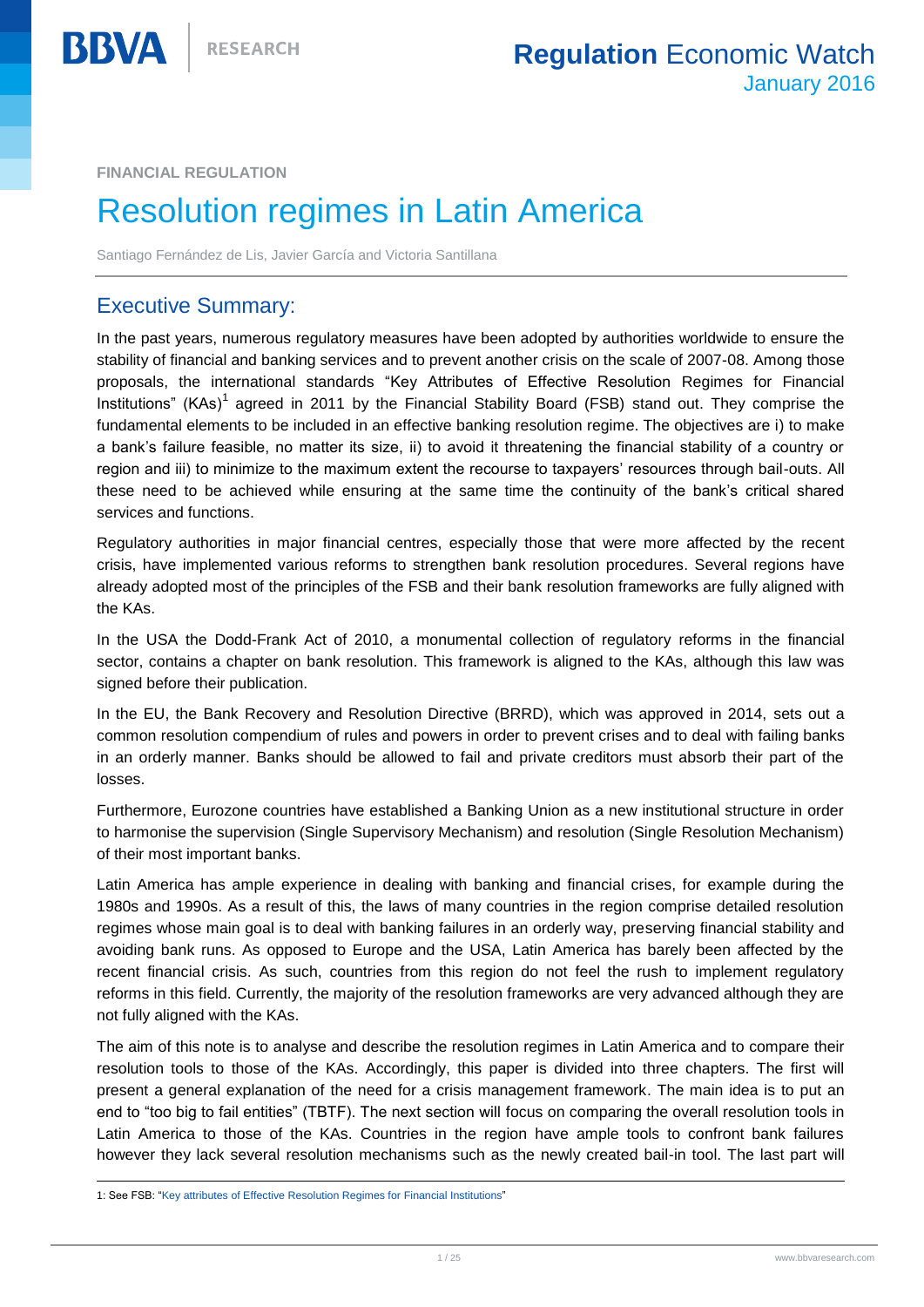**FINANCIAL REGULATION**

# Resolution regimes in Latin America

Santiago Fernández de Lis, Javier García and Victoria Santillana

## Executive Summary:

In the past years, numerous regulatory measures have been adopted by authorities worldwide to ensure the stability of financial and banking services and to prevent another crisis on the scale of 2007-08. Among those proposals, the international standards "Key Attributes of Effective Resolution Regimes for Financial Institutions" (KAs)[1] agreed in 2011 by the Financial Stability Board (FSB) stand out. They comprise the fundamental elements to be included in an effective banking resolution regime. The objectives are i) to make a bank's failure feasible, no matter its size, ii) to avoid it threatening the financial stability of a country or region and iii) to minimize to the maximum extent the recourse to taxpayers' resources through bail-outs. All these need to be achieved while ensuring at the same time the continuity of the bank's critical shared services and functions.

Regulatory authorities in major financial centres, especially those that were more affected by the recent crisis, have implemented various reforms to strengthen bank resolution procedures. Several regions have already adopted most of the principles of the FSB and their bank resolution frameworks are fully aligned with the KAs.

In the USA the Dodd-Frank Act of 2010, a monumental collection of regulatory reforms in the financial sector, contains a chapter on bank resolution. This framework is aligned to the KAs, although this law was signed before their publication.

In the EU, the Bank Recovery and Resolution Directive (BRRD), which was approved in 2014, sets out a common resolution compendium of rules and powers in order to prevent crises and to deal with failing banks in an orderly manner. Banks should be allowed to fail and private creditors must absorb their part of the losses.

Furthermore, Eurozone countries have established a Banking Union as a new institutional structure in order to harmonise the supervision (Single Supervisory Mechanism) and resolution (Single Resolution Mechanism) of their most important banks.

Latin America has ample experience in dealing with banking and financial crises, for example during the 1980s and 1990s. As a result of this, the laws of many countries in the region comprise detailed resolution regimes whose main goal is to deal with banking failures in an orderly way, preserving financial stability and avoiding bank runs. As opposed to Europe and the USA, Latin America has barely been affected by the recent financial crisis. As such, countries from this region do not feel the rush to implement regulatory reforms in this field. Currently, the majority of the resolution frameworks are very advanced although they are not fully aligned with the KAs.

The aim of this note is to analyse and describe the resolution regimes in Latin America and to compare their resolution tools to those of the KAs. Accordingly, this paper is divided into three chapters. The first will present a general explanation of the need for a crisis management framework. The main idea is to put an end to "too big to fail entities" (TBTF). The next section will focus on comparing the overall resolution tools in Latin America to those of the KAs. Countries in the region have ample tools to confront bank failures however they lack several resolution mechanisms such as the newly created bail-in tool. The last part will

1: See FSB: "Key attributes of Effective Resolution Regimes for Financial Institutions"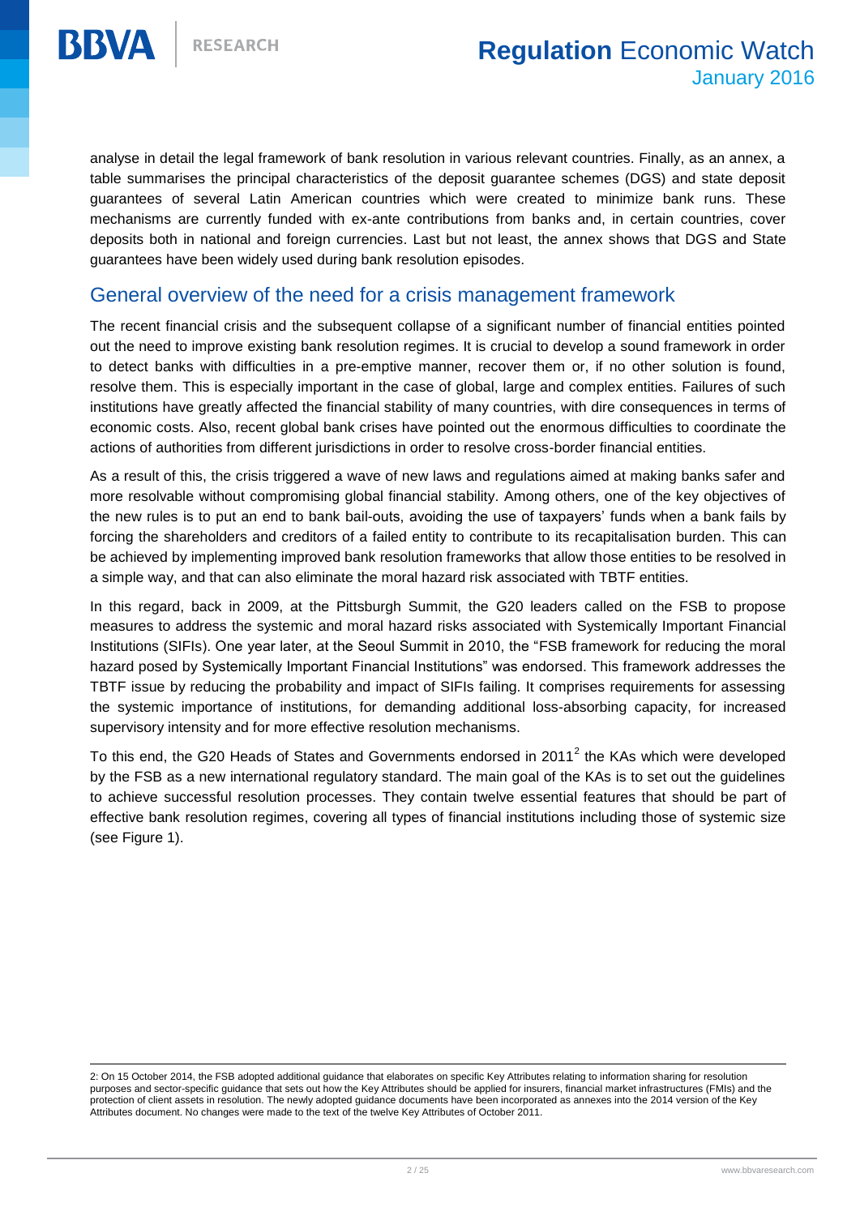analyse in detail the legal framework of bank resolution in various relevant countries. Finally, as an annex, a table summarises the principal characteristics of the deposit guarantee schemes (DGS) and state deposit guarantees of several Latin American countries which were created to minimize bank runs. These mechanisms are currently funded with ex-ante contributions from banks and, in certain countries, cover deposits both in national and foreign currencies. Last but not least, the annex shows that DGS and State guarantees have been widely used during bank resolution episodes.

## General overview of the need for a crisis management framework

The recent financial crisis and the subsequent collapse of a significant number of financial entities pointed out the need to improve existing bank resolution regimes. It is crucial to develop a sound framework in order to detect banks with difficulties in a pre-emptive manner, recover them or, if no other solution is found, resolve them. This is especially important in the case of global, large and complex entities. Failures of such institutions have greatly affected the financial stability of many countries, with dire consequences in terms of economic costs. Also, recent global bank crises have pointed out the enormous difficulties to coordinate the actions of authorities from different jurisdictions in order to resolve cross-border financial entities.

As a result of this, the crisis triggered a wave of new laws and regulations aimed at making banks safer and more resolvable without compromising global financial stability. Among others, one of the key objectives of the new rules is to put an end to bank bail-outs, avoiding the use of taxpayers' funds when a bank fails by forcing the shareholders and creditors of a failed entity to contribute to its recapitalisation burden. This can be achieved by implementing improved bank resolution frameworks that allow those entities to be resolved in a simple way, and that can also eliminate the moral hazard risk associated with TBTF entities.

In this regard, back in 2009, at the Pittsburgh Summit, the G20 leaders called on the FSB to propose measures to address the systemic and moral hazard risks associated with Systemically Important Financial Institutions (SIFIs). One year later, at the Seoul Summit in 2010, the "FSB framework for reducing the moral hazard posed by Systemically Important Financial Institutions" was endorsed. This framework addresses the TBTF issue by reducing the probability and impact of SIFIs failing. It comprises requirements for assessing the systemic importance of institutions, for demanding additional loss-absorbing capacity, for increased supervisory intensity and for more effective resolution mechanisms.

To this end, the G20 Heads of States and Governments endorsed in 2011[2] the KAs which were developed by the FSB as a new international regulatory standard. The main goal of the KAs is to set out the guidelines to achieve successful resolution processes. They contain twelve essential features that should be part of effective bank resolution regimes, covering all types of financial institutions including those of systemic size (see Figure 1).

---

2: On 15 October 2014, the FSB adopted additional guidance that elaborates on specific Key Attributes relating to information sharing for resolution purposes and sector-specific guidance that sets out how the Key Attributes should be applied for insurers, financial market infrastructures (FMIs) and the protection of client assets in resolution. The newly adopted guidance documents have been incorporated as annexes into the 2014 version of the Key Attributes document. No changes were made to the text of the twelve Key Attributes of October 2011.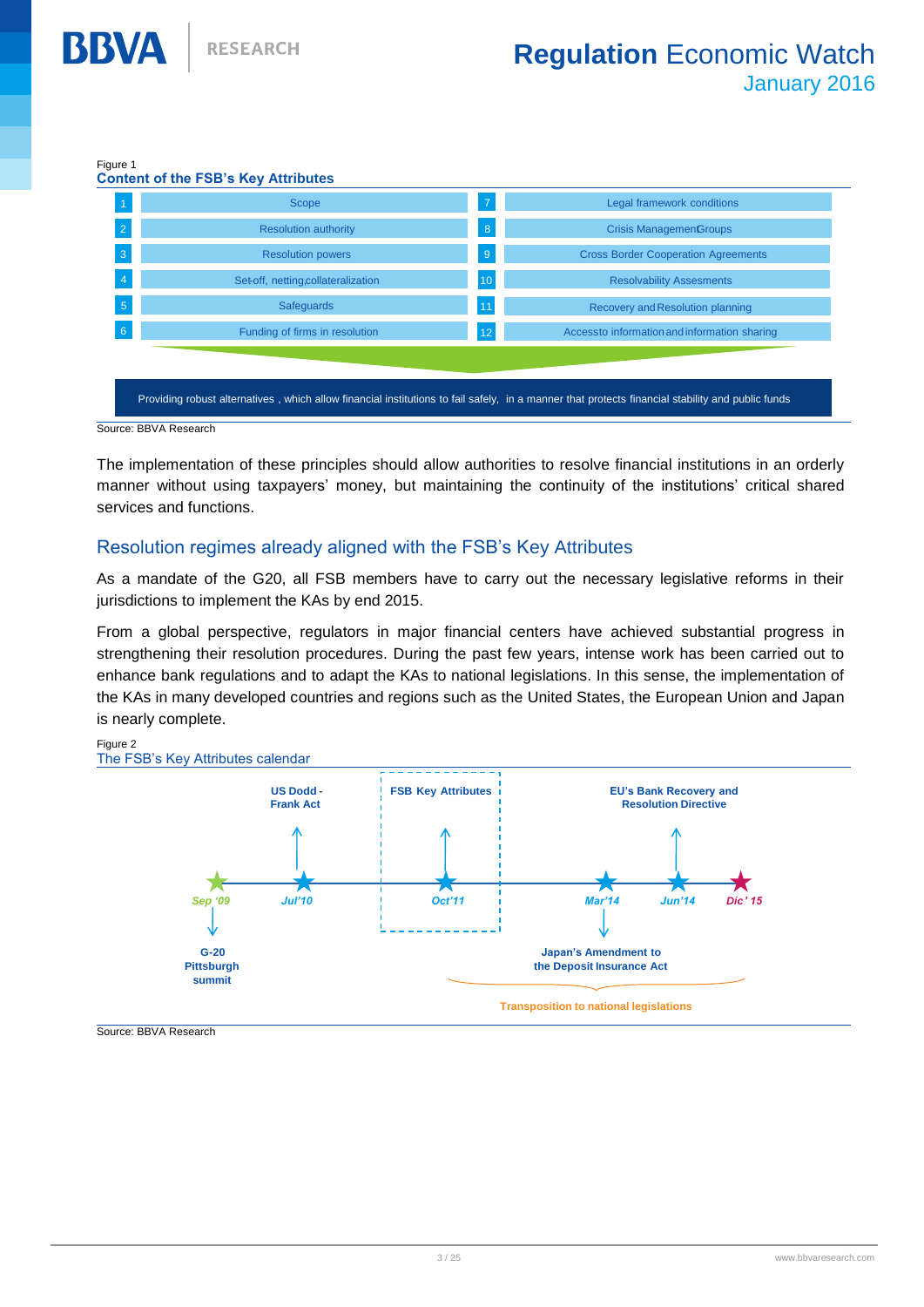Figure 1
**Content of the FSB's Key Attributes**

| | | | |
|---|---|---|---|
| 1 | Scope | 7 | Legal framework conditions |
| 2 | Resolution authority | 8 | Crisis Management Groups |
| 3 | Resolution powers | 9 | Cross Border Cooperation Agreements |
| 4 | Set-off, netting, collateralization | 10 | Resolvability Assesments |
| 5 | Safeguards | 11 | Recovery and Resolution planning |
| 6 | Funding of firms in resolution | 12 | Access to information and information sharing |

Providing robust alternatives, which allow financial institutions to fail safely, in a manner that protects financial stability and public funds

Source: BBVA Research

The implementation of these principles should allow authorities to resolve financial institutions in an orderly manner without using taxpayers' money, but maintaining the continuity of the institutions' critical shared services and functions.

## Resolution regimes already aligned with the FSB's Key Attributes

As a mandate of the G20, all FSB members have to carry out the necessary legislative reforms in their jurisdictions to implement the KAs by end 2015.

From a global perspective, regulators in major financial centers have achieved substantial progress in strengthening their resolution procedures. During the past few years, intense work has been carried out to enhance bank regulations and to adapt the KAs to national legislations. In this sense, the implementation of the KAs in many developed countries and regions such as the United States, the European Union and Japan is nearly complete.

Figure 2
The FSB's Key Attributes calendar

- Sep '09: G-20 Pittsburgh summit
- Jul'10: US Dodd-Frank Act
- Oct'11: FSB Key Attributes
- Mar'14: Japan's Amendment to the Deposit Insurance Act
- Jun'14: EU's Bank Recovery and Resolution Directive
- Dic' 15

Transposition to national legislations (Oct'11 – Dic' 15)

Source: BBVA Research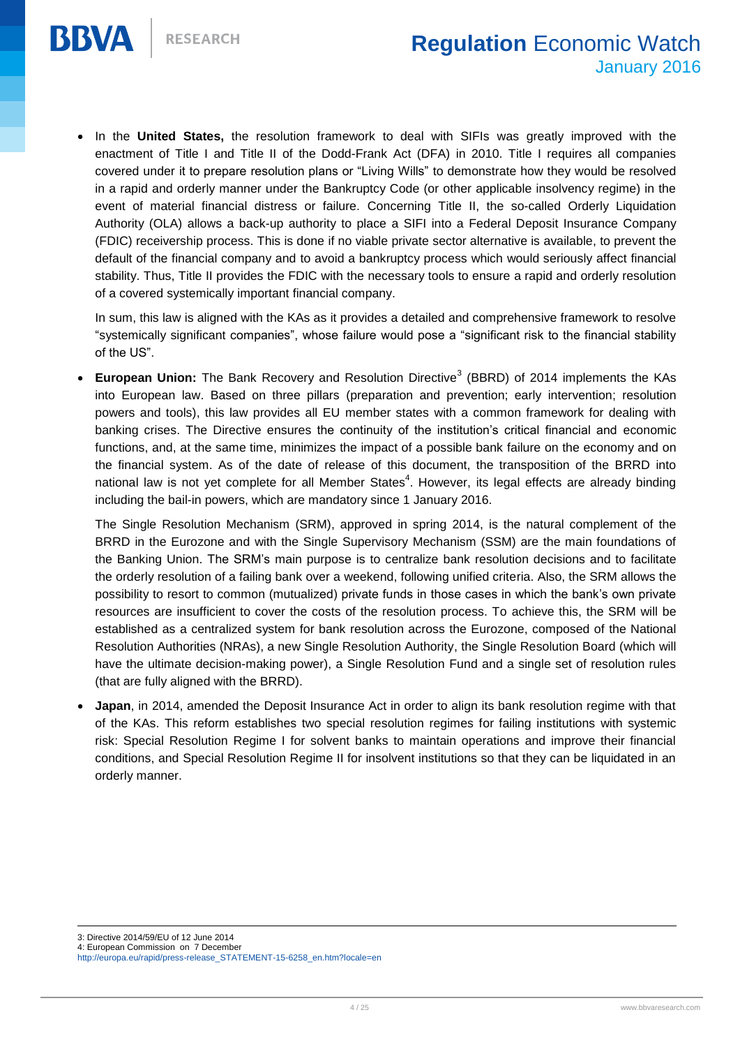- In the **United States,** the resolution framework to deal with SIFIs was greatly improved with the enactment of Title I and Title II of the Dodd-Frank Act (DFA) in 2010. Title I requires all companies covered under it to prepare resolution plans or "Living Wills" to demonstrate how they would be resolved in a rapid and orderly manner under the Bankruptcy Code (or other applicable insolvency regime) in the event of material financial distress or failure. Concerning Title II, the so-called Orderly Liquidation Authority (OLA) allows a back-up authority to place a SIFI into a Federal Deposit Insurance Company (FDIC) receivership process. This is done if no viable private sector alternative is available, to prevent the default of the financial company and to avoid a bankruptcy process which would seriously affect financial stability. Thus, Title II provides the FDIC with the necessary tools to ensure a rapid and orderly resolution of a covered systemically important financial company.

  In sum, this law is aligned with the KAs as it provides a detailed and comprehensive framework to resolve "systemically significant companies", whose failure would pose a "significant risk to the financial stability of the US".

- **European Union:** The Bank Recovery and Resolution Directive[3] (BBRD) of 2014 implements the KAs into European law. Based on three pillars (preparation and prevention; early intervention; resolution powers and tools), this law provides all EU member states with a common framework for dealing with banking crises. The Directive ensures the continuity of the institution's critical financial and economic functions, and, at the same time, minimizes the impact of a possible bank failure on the economy and on the financial system. As of the date of release of this document, the transposition of the BRRD into national law is not yet complete for all Member States[4]. However, its legal effects are already binding including the bail-in powers, which are mandatory since 1 January 2016.

  The Single Resolution Mechanism (SRM), approved in spring 2014, is the natural complement of the BRRD in the Eurozone and with the Single Supervisory Mechanism (SSM) are the main foundations of the Banking Union. The SRM's main purpose is to centralize bank resolution decisions and to facilitate the orderly resolution of a failing bank over a weekend, following unified criteria. Also, the SRM allows the possibility to resort to common (mutualized) private funds in those cases in which the bank's own private resources are insufficient to cover the costs of the resolution process. To achieve this, the SRM will be established as a centralized system for bank resolution across the Eurozone, composed of the National Resolution Authorities (NRAs), a new Single Resolution Authority, the Single Resolution Board (which will have the ultimate decision-making power), a Single Resolution Fund and a single set of resolution rules (that are fully aligned with the BRRD).

- **Japan**, in 2014, amended the Deposit Insurance Act in order to align its bank resolution regime with that of the KAs. This reform establishes two special resolution regimes for failing institutions with systemic risk: Special Resolution Regime I for solvent banks to maintain operations and improve their financial conditions, and Special Resolution Regime II for insolvent institutions so that they can be liquidated in an orderly manner.

---

3: Directive 2014/59/EU of 12 June 2014
4: European Commission on 7 December
http://europa.eu/rapid/press-release_STATEMENT-15-6258_en.htm?locale=en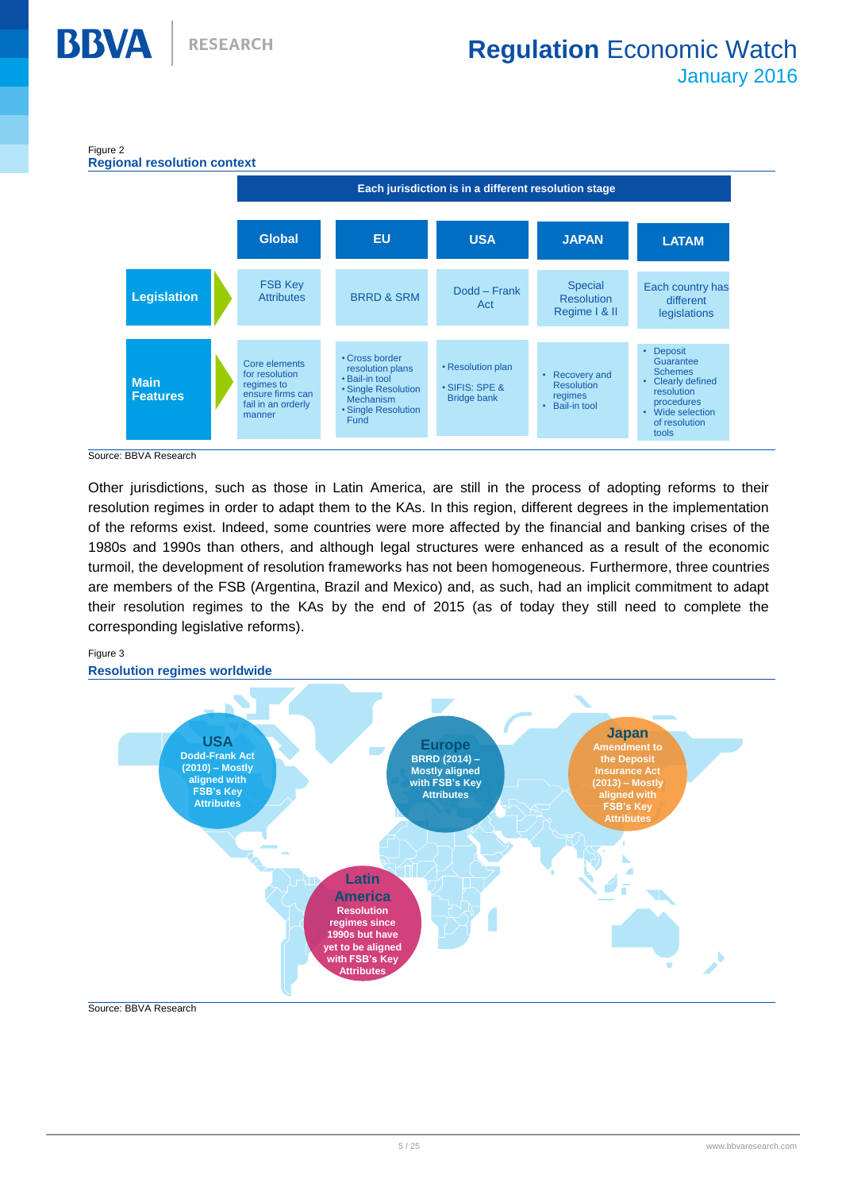Figure 2
**Regional resolution context**

Each jurisdiction is in a different resolution stage

| | Global | EU | USA | JAPAN | LATAM |
|---|---|---|---|---|---|
| **Legislation** | FSB Key Attributes | BRRD & SRM | Dodd – Frank Act | Special Resolution Regime I & II | Each country has different legislations |
| **Main Features** | Core elements for resolution regimes to ensure firms can fail in an orderly manner | • Cross border resolution plans<br>• Bail-in tool<br>• Single Resolution Mechanism<br>• Single Resolution Fund | • Resolution plan<br>• SIFIS: SPE & Bridge bank | • Recovery and Resolution regimes<br>• Bail-in tool | • Deposit Guarantee Schemes<br>• Clearly defined resolution procedures<br>• Wide selection of resolution tools |

Source: BBVA Research

Other jurisdictions, such as those in Latin America, are still in the process of adopting reforms to their resolution regimes in order to adapt them to the KAs. In this region, different degrees in the implementation of the reforms exist. Indeed, some countries were more affected by the financial and banking crises of the 1980s and 1990s than others, and although legal structures were enhanced as a result of the economic turmoil, the development of resolution frameworks has not been homogeneous. Furthermore, three countries are members of the FSB (Argentina, Brazil and Mexico) and, as such, had an implicit commitment to adapt their resolution regimes to the KAs by the end of 2015 (as of today they still need to complete the corresponding legislative reforms).

Figure 3
**Resolution regimes worldwide**

- **USA**: Dodd-Frank Act (2010) – Mostly aligned with FSB's Key Attributes
- **Europe**: BRRD (2014) – Mostly aligned with FSB's Key Attributes
- **Japan**: Amendment to the Deposit Insurance Act (2013) – Mostly aligned with FSB's Key Attributes
- **Latin America**: Resolution regimes since 1990s but have yet to be aligned with FSB's Key Attributes

Source: BBVA Research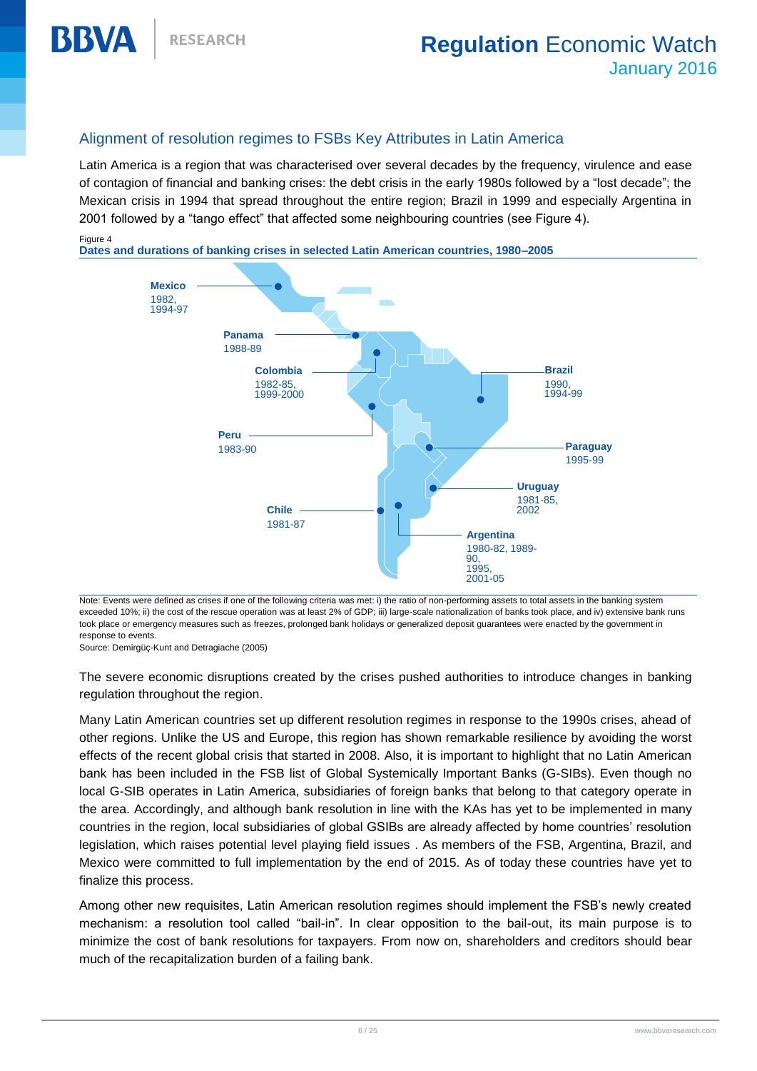## Alignment of resolution regimes to FSBs Key Attributes in Latin America

Latin America is a region that was characterised over several decades by the frequency, virulence and ease of contagion of financial and banking crises: the debt crisis in the early 1980s followed by a "lost decade"; the Mexican crisis in 1994 that spread throughout the entire region; Brazil in 1999 and especially Argentina in 2001 followed by a "tango effect" that affected some neighbouring countries (see Figure 4).

Figure 4
**Dates and durations of banking crises in selected Latin American countries, 1980–2005**

**Mexico** 1982, 1994-97

**Panama** 1988-89

**Colombia** 1982-85, 1999-2000

**Peru** 1983-90

**Chile** 1981-87

**Brazil** 1990, 1994-99

**Paraguay** 1995-99

**Uruguay** 1981-85, 2002

**Argentina** 1980-82, 1989-90, 1995, 2001-05

Note: Events were defined as crises if one of the following criteria was met: i) the ratio of non-performing assets to total assets in the banking system exceeded 10%; ii) the cost of the rescue operation was at least 2% of GDP; iii) large-scale nationalization of banks took place, and iv) extensive bank runs took place or emergency measures such as freezes, prolonged bank holidays or generalized deposit guarantees were enacted by the government in response to events.
Source: Demirgüç-Kunt and Detragiache (2005)

The severe economic disruptions created by the crises pushed authorities to introduce changes in banking regulation throughout the region.

Many Latin American countries set up different resolution regimes in response to the 1990s crises, ahead of other regions. Unlike the US and Europe, this region has shown remarkable resilience by avoiding the worst effects of the recent global crisis that started in 2008. Also, it is important to highlight that no Latin American bank has been included in the FSB list of Global Systemically Important Banks (G-SIBs). Even though no local G-SIB operates in Latin America, subsidiaries of foreign banks that belong to that category operate in the area. Accordingly, and although bank resolution in line with the KAs has yet to be implemented in many countries in the region, local subsidiaries of global GSIBs are already affected by home countries' resolution legislation, which raises potential level playing field issues . As members of the FSB, Argentina, Brazil, and Mexico were committed to full implementation by the end of 2015. As of today these countries have yet to finalize this process.

Among other new requisites, Latin American resolution regimes should implement the FSB's newly created mechanism: a resolution tool called "bail-in". In clear opposition to the bail-out, its main purpose is to minimize the cost of bank resolutions for taxpayers. From now on, shareholders and creditors should bear much of the recapitalization burden of a failing bank.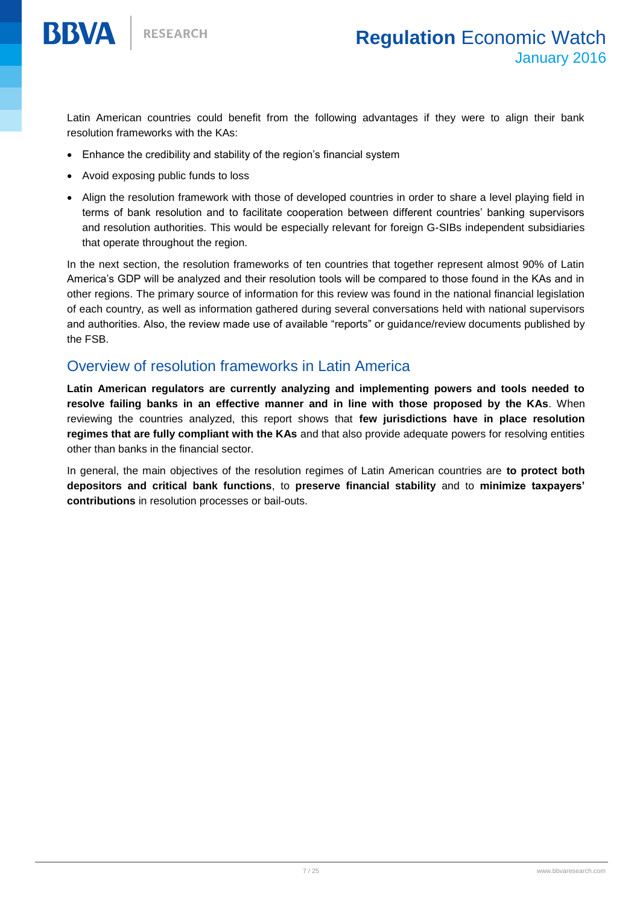Latin American countries could benefit from the following advantages if they were to align their bank resolution frameworks with the KAs:

- Enhance the credibility and stability of the region's financial system
- Avoid exposing public funds to loss
- Align the resolution framework with those of developed countries in order to share a level playing field in terms of bank resolution and to facilitate cooperation between different countries' banking supervisors and resolution authorities. This would be especially relevant for foreign G-SIBs independent subsidiaries that operate throughout the region.

In the next section, the resolution frameworks of ten countries that together represent almost 90% of Latin America's GDP will be analyzed and their resolution tools will be compared to those found in the KAs and in other regions. The primary source of information for this review was found in the national financial legislation of each country, as well as information gathered during several conversations held with national supervisors and authorities. Also, the review made use of available "reports" or guidance/review documents published by the FSB.

## Overview of resolution frameworks in Latin America

**Latin American regulators are currently analyzing and implementing powers and tools needed to resolve failing banks in an effective manner and in line with those proposed by the KAs**. When reviewing the countries analyzed, this report shows that **few jurisdictions have in place resolution regimes that are fully compliant with the KAs** and that also provide adequate powers for resolving entities other than banks in the financial sector.

In general, the main objectives of the resolution regimes of Latin American countries are **to protect both depositors and critical bank functions**, to **preserve financial stability** and to **minimize taxpayers' contributions** in resolution processes or bail-outs.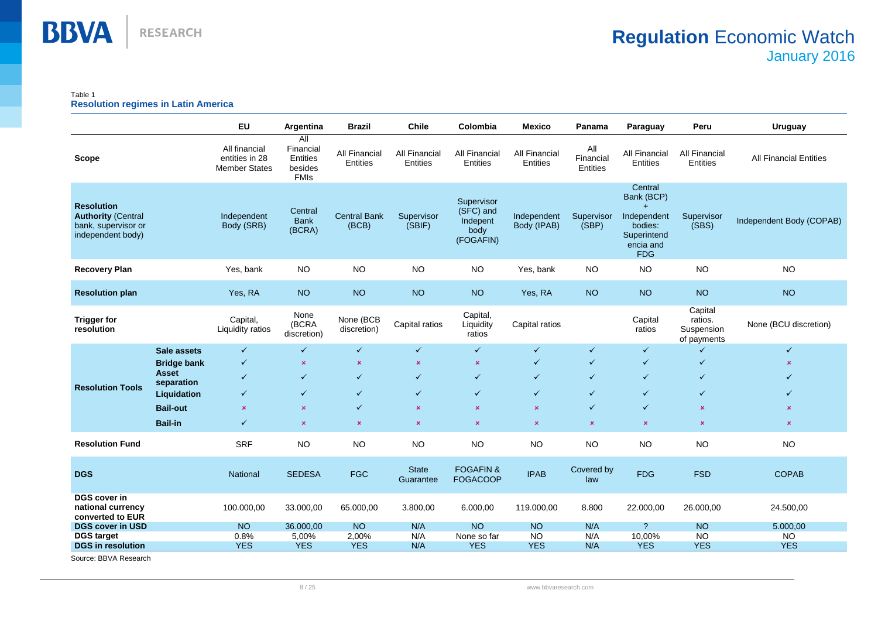Table 1
**Resolution regimes in Latin America**

| | | EU | Argentina | Brazil | Chile | Colombia | Mexico | Panama | Paraguay | Peru | Uruguay |
|---|---|---|---|---|---|---|---|---|---|---|---|
| **Scope** | | All financial entities in 28 Member States | All Financial Entities besides FMIs | All Financial Entities | All Financial Entities | All Financial Entities | All Financial Entities | All Financial Entities | All Financial Entities | All Financial Entities | All Financial Entities |
| **Resolution Authority** (Central bank, supervisor or independent body) | | Independent Body (SRB) | Central Bank (BCRA) | Central Bank (BCB) | Supervisor (SBIF) | Supervisor (SFC) and Indepent body (FOGAFIN) | Independent Body (IPAB) | Supervisor (SBP) | Central Bank (BCP) + Independent bodies: Superintendencia and FDG | Supervisor (SBS) | Independent Body (COPAB) |
| **Recovery Plan** | | Yes, bank | NO | NO | NO | NO | Yes, bank | NO | NO | NO | NO |
| **Resolution plan** | | Yes, RA | NO | NO | NO | NO | Yes, RA | NO | NO | NO | NO |
| **Trigger for resolution** | | Capital, Liquidity ratios | None (BCRA discretion) | None (BCB discretion) | Capital ratios | Capital, Liquidity ratios | Capital ratios | | Capital ratios | Capital ratios. Suspension of payments | None (BCU discretion) |
| **Resolution Tools** | **Sale assets** | ✓ | ✓ | ✓ | ✓ | ✓ | ✓ | ✓ | ✓ | ✓ | ✓ |
| | **Bridge bank** | ✓ | × | × | × | × | ✓ | ✓ | ✓ | ✓ | × |
| | **Asset separation** | ✓ | ✓ | ✓ | ✓ | ✓ | ✓ | ✓ | ✓ | ✓ | ✓ |
| | **Liquidation** | ✓ | ✓ | ✓ | ✓ | ✓ | ✓ | ✓ | ✓ | ✓ | ✓ |
| | **Bail-out** | × | × | ✓ | × | × | × | ✓ | ✓ | × | × |
| | **Bail-in** | ✓ | × | × | × | × | × | × | × | × | × |
| **Resolution Fund** | | SRF | NO | NO | NO | NO | NO | NO | NO | NO | NO |
| **DGS** | | National | SEDESA | FGC | State Guarantee | FOGAFIN & FOGACOOP | IPAB | Covered by law | FDG | FSD | COPAB |
| **DGS cover in national currency converted to EUR** | | 100.000,00 | 33.000,00 | 65.000,00 | 3.800,00 | 6.000,00 | 119.000,00 | 8.800 | 22.000,00 | 26.000,00 | 24.500,00 |
| **DGS cover in USD** | | NO | 36.000,00 | NO | N/A | NO | NO | N/A | ? | NO | 5.000,00 |
| **DGS target** | | 0.8% | 5,00% | 2,00% | N/A | None so far | NO | N/A | 10,00% | NO | NO |
| **DGS in resolution** | | YES | YES | YES | N/A | YES | YES | N/A | YES | YES | YES |

Source: BBVA Research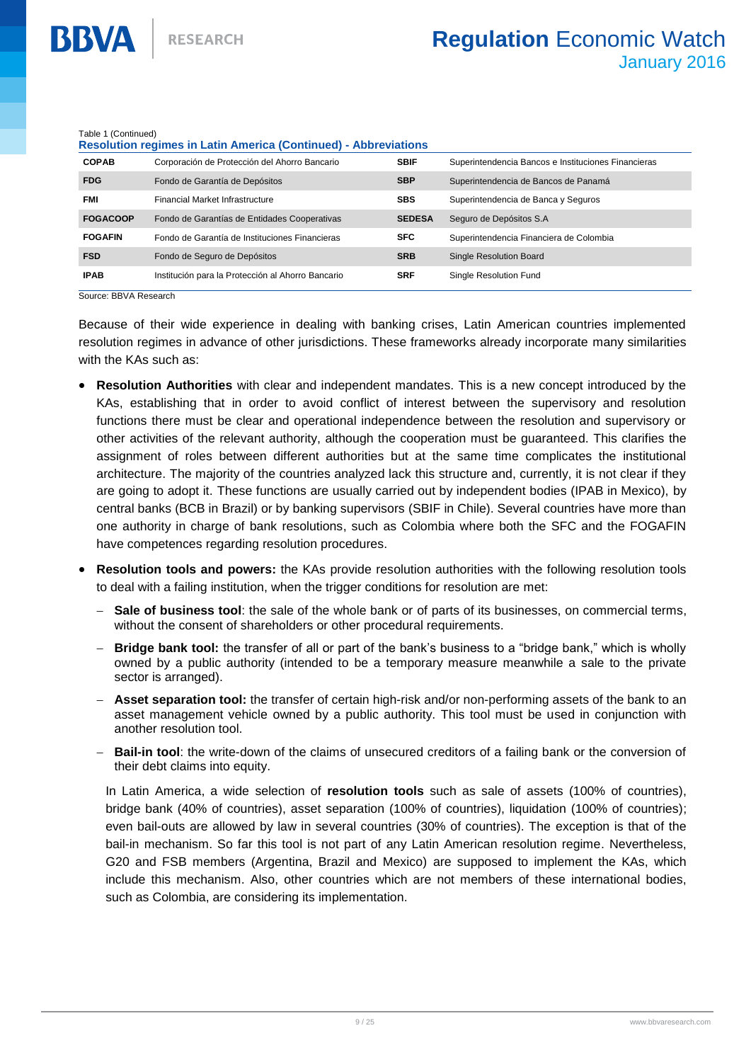Table 1 (Continued)

**Resolution regimes in Latin America (Continued) - Abbreviations**

| | | | |
|---|---|---|---|
| **COPAB** | Corporación de Protección del Ahorro Bancario | **SBIF** | Superintendencia Bancos e Instituciones Financieras |
| **FDG** | Fondo de Garantía de Depósitos | **SBP** | Superintendencia de Bancos de Panamá |
| **FMI** | Financial Market Infrastructure | **SBS** | Superintendencia de Banca y Seguros |
| **FOGACOOP** | Fondo de Garantías de Entidades Cooperativas | **SEDESA** | Seguro de Depósitos S.A |
| **FOGAFIN** | Fondo de Garantía de Instituciones Financieras | **SFC** | Superintendencia Financiera de Colombia |
| **FSD** | Fondo de Seguro de Depósitos | **SRB** | Single Resolution Board |
| **IPAB** | Institución para la Protección al Ahorro Bancario | **SRF** | Single Resolution Fund |

Source: BBVA Research

Because of their wide experience in dealing with banking crises, Latin American countries implemented resolution regimes in advance of other jurisdictions. These frameworks already incorporate many similarities with the KAs such as:

- **Resolution Authorities** with clear and independent mandates. This is a new concept introduced by the KAs, establishing that in order to avoid conflict of interest between the supervisory and resolution functions there must be clear and operational independence between the resolution and supervisory or other activities of the relevant authority, although the cooperation must be guaranteed. This clarifies the assignment of roles between different authorities but at the same time complicates the institutional architecture. The majority of the countries analyzed lack this structure and, currently, it is not clear if they are going to adopt it. These functions are usually carried out by independent bodies (IPAB in Mexico), by central banks (BCB in Brazil) or by banking supervisors (SBIF in Chile). Several countries have more than one authority in charge of bank resolutions, such as Colombia where both the SFC and the FOGAFIN have competences regarding resolution procedures.
- **Resolution tools and powers:** the KAs provide resolution authorities with the following resolution tools to deal with a failing institution, when the trigger conditions for resolution are met:
  - **Sale of business tool**: the sale of the whole bank or of parts of its businesses, on commercial terms, without the consent of shareholders or other procedural requirements.
  - **Bridge bank tool:** the transfer of all or part of the bank's business to a "bridge bank," which is wholly owned by a public authority (intended to be a temporary measure meanwhile a sale to the private sector is arranged).
  - **Asset separation tool:** the transfer of certain high-risk and/or non-performing assets of the bank to an asset management vehicle owned by a public authority. This tool must be used in conjunction with another resolution tool.
  - **Bail-in tool**: the write-down of the claims of unsecured creditors of a failing bank or the conversion of their debt claims into equity.

  In Latin America, a wide selection of **resolution tools** such as sale of assets (100% of countries), bridge bank (40% of countries), asset separation (100% of countries), liquidation (100% of countries); even bail-outs are allowed by law in several countries (30% of countries). The exception is that of the bail-in mechanism. So far this tool is not part of any Latin American resolution regime. Nevertheless, G20 and FSB members (Argentina, Brazil and Mexico) are supposed to implement the KAs, which include this mechanism. Also, other countries which are not members of these international bodies, such as Colombia, are considering its implementation.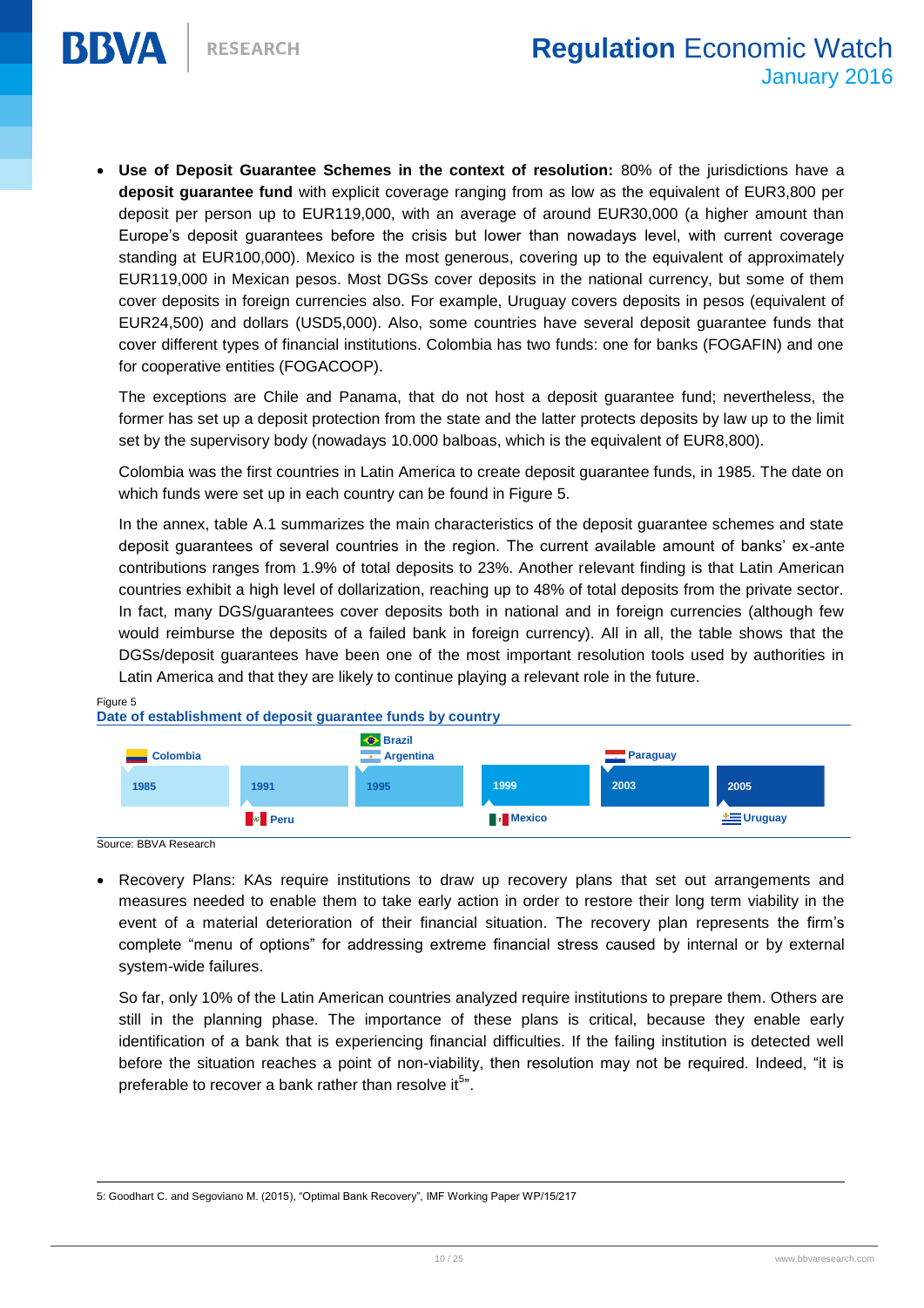- **Use of Deposit Guarantee Schemes in the context of resolution:** 80% of the jurisdictions have a **deposit guarantee fund** with explicit coverage ranging from as low as the equivalent of EUR3,800 per deposit per person up to EUR119,000, with an average of around EUR30,000 (a higher amount than Europe's deposit guarantees before the crisis but lower than nowadays level, with current coverage standing at EUR100,000). Mexico is the most generous, covering up to the equivalent of approximately EUR119,000 in Mexican pesos. Most DGSs cover deposits in the national currency, but some of them cover deposits in foreign currencies also. For example, Uruguay covers deposits in pesos (equivalent of EUR24,500) and dollars (USD5,000). Also, some countries have several deposit guarantee funds that cover different types of financial institutions. Colombia has two funds: one for banks (FOGAFIN) and one for cooperative entities (FOGACOOP).

  The exceptions are Chile and Panama, that do not host a deposit guarantee fund; nevertheless, the former has set up a deposit protection from the state and the latter protects deposits by law up to the limit set by the supervisory body (nowadays 10.000 balboas, which is the equivalent of EUR8,800).

  Colombia was the first countries in Latin America to create deposit guarantee funds, in 1985. The date on which funds were set up in each country can be found in Figure 5.

  In the annex, table A.1 summarizes the main characteristics of the deposit guarantee schemes and state deposit guarantees of several countries in the region. The current available amount of banks' ex-ante contributions ranges from 1.9% of total deposits to 23%. Another relevant finding is that Latin American countries exhibit a high level of dollarization, reaching up to 48% of total deposits from the private sector. In fact, many DGS/guarantees cover deposits both in national and in foreign currencies (although few would reimburse the deposits of a failed bank in foreign currency). All in all, the table shows that the DGSs/deposit guarantees have been one of the most important resolution tools used by authorities in Latin America and that they are likely to continue playing a relevant role in the future.

Figure 5
**Date of establishment of deposit guarantee funds by country**

| Year | Country |
|---|---|
| 1985 | Colombia |
| 1991 | Peru |
| 1995 | Brazil, Argentina |
| 1999 | Mexico |
| 2003 | Paraguay |
| 2005 | Uruguay |

Source: BBVA Research

- Recovery Plans: KAs require institutions to draw up recovery plans that set out arrangements and measures needed to enable them to take early action in order to restore their long term viability in the event of a material deterioration of their financial situation. The recovery plan represents the firm's complete "menu of options" for addressing extreme financial stress caused by internal or by external system-wide failures.

  So far, only 10% of the Latin American countries analyzed require institutions to prepare them. Others are still in the planning phase. The importance of these plans is critical, because they enable early identification of a bank that is experiencing financial difficulties. If the failing institution is detected well before the situation reaches a point of non-viability, then resolution may not be required. Indeed, "it is preferable to recover a bank rather than resolve it[5]".

5: Goodhart C. and Segoviano M. (2015), "Optimal Bank Recovery", IMF Working Paper WP/15/217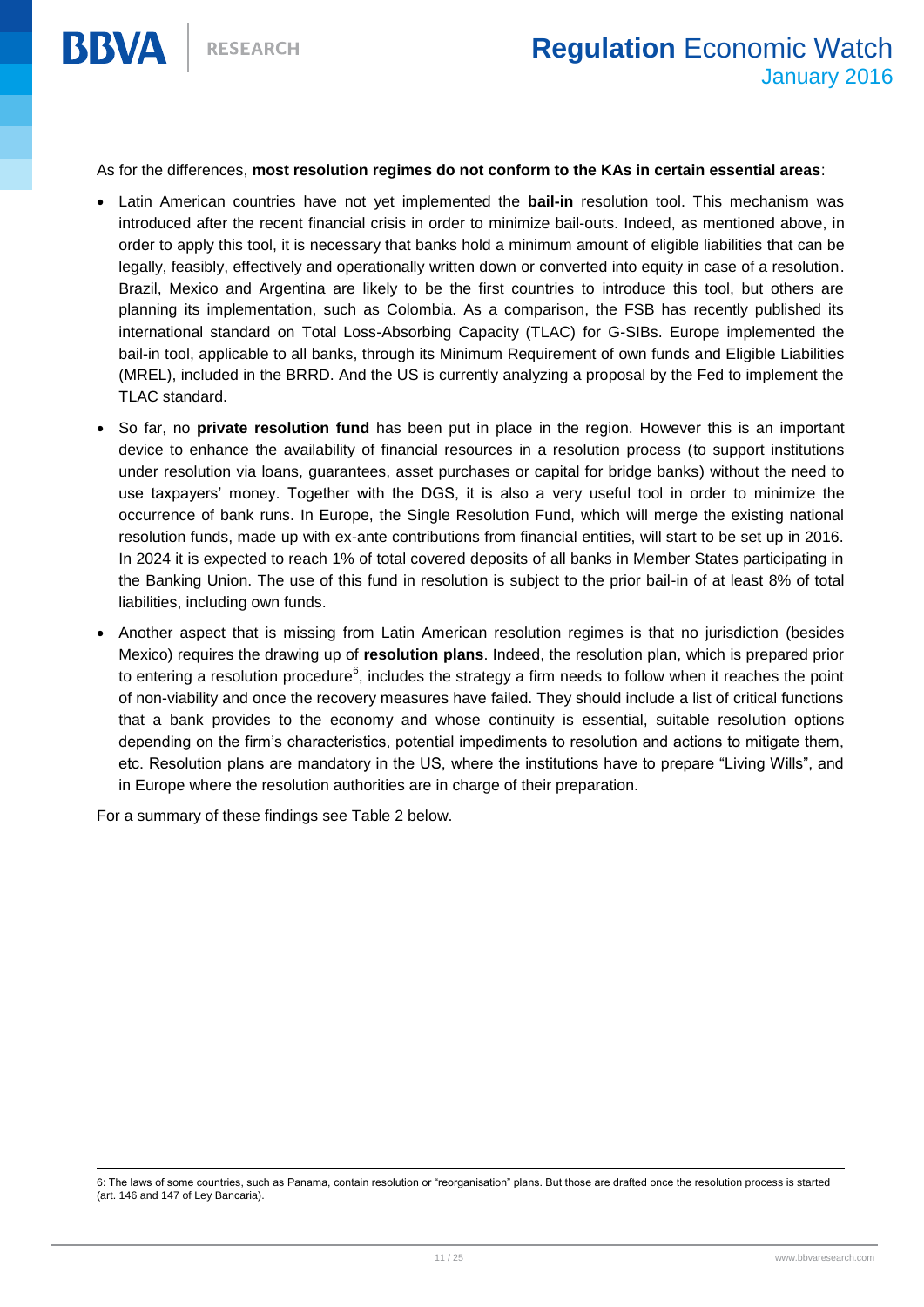As for the differences, **most resolution regimes do not conform to the KAs in certain essential areas**:

- Latin American countries have not yet implemented the **bail-in** resolution tool. This mechanism was introduced after the recent financial crisis in order to minimize bail-outs. Indeed, as mentioned above, in order to apply this tool, it is necessary that banks hold a minimum amount of eligible liabilities that can be legally, feasibly, effectively and operationally written down or converted into equity in case of a resolution. Brazil, Mexico and Argentina are likely to be the first countries to introduce this tool, but others are planning its implementation, such as Colombia. As a comparison, the FSB has recently published its international standard on Total Loss-Absorbing Capacity (TLAC) for G-SIBs. Europe implemented the bail-in tool, applicable to all banks, through its Minimum Requirement of own funds and Eligible Liabilities (MREL), included in the BRRD. And the US is currently analyzing a proposal by the Fed to implement the TLAC standard.
- So far, no **private resolution fund** has been put in place in the region. However this is an important device to enhance the availability of financial resources in a resolution process (to support institutions under resolution via loans, guarantees, asset purchases or capital for bridge banks) without the need to use taxpayers' money. Together with the DGS, it is also a very useful tool in order to minimize the occurrence of bank runs. In Europe, the Single Resolution Fund, which will merge the existing national resolution funds, made up with ex-ante contributions from financial entities, will start to be set up in 2016. In 2024 it is expected to reach 1% of total covered deposits of all banks in Member States participating in the Banking Union. The use of this fund in resolution is subject to the prior bail-in of at least 8% of total liabilities, including own funds.
- Another aspect that is missing from Latin American resolution regimes is that no jurisdiction (besides Mexico) requires the drawing up of **resolution plans**. Indeed, the resolution plan, which is prepared prior to entering a resolution procedure[6], includes the strategy a firm needs to follow when it reaches the point of non-viability and once the recovery measures have failed. They should include a list of critical functions that a bank provides to the economy and whose continuity is essential, suitable resolution options depending on the firm's characteristics, potential impediments to resolution and actions to mitigate them, etc. Resolution plans are mandatory in the US, where the institutions have to prepare "Living Wills", and in Europe where the resolution authorities are in charge of their preparation.

For a summary of these findings see Table 2 below.

6: The laws of some countries, such as Panama, contain resolution or "reorganisation" plans. But those are drafted once the resolution process is started (art. 146 and 147 of Ley Bancaria).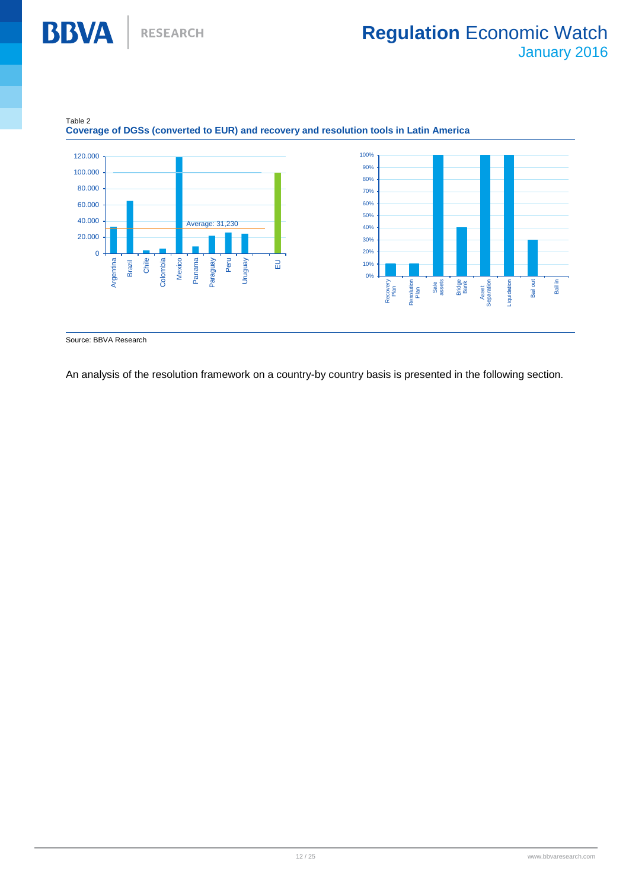Table 2
**Coverage of DGSs (converted to EUR) and recovery and resolution tools in Latin America**

Source: BBVA Research

An analysis of the resolution framework on a country-by country basis is presented in the following section.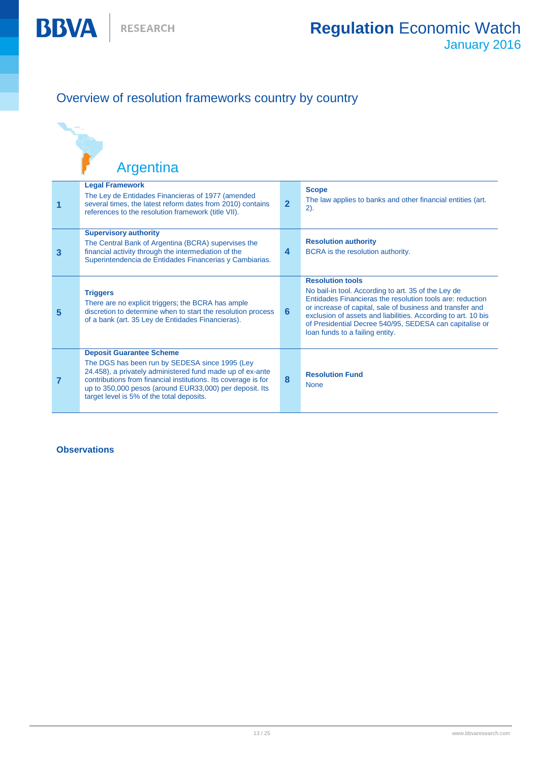## Overview of resolution frameworks country by country

### Argentina

| | | | |
|---|---|---|---|
| 1 | **Legal Framework**<br>The Ley de Entidades Financieras of 1977 (amended several times, the latest reform dates from 2010) contains references to the resolution framework (title VII). | 2 | **Scope**<br>The law applies to banks and other financial entities (art. 2). |
| 3 | **Supervisory authority**<br>The Central Bank of Argentina (BCRA) supervises the financial activity through the intermediation of the Superintendencia de Entidades Financierias y Cambiarias. | 4 | **Resolution authority**<br>BCRA is the resolution authority. |
| 5 | **Triggers**<br>There are no explicit triggers; the BCRA has ample discretion to determine when to start the resolution process of a bank (art. 35 Ley de Entidades Financieras). | 6 | **Resolution tools**<br>No bail-in tool. According to art. 35 of the Ley de Entidades Financieras the resolution tools are: reduction or increase of capital, sale of business and transfer and exclusion of assets and liabilities. According to art. 10 bis of Presidential Decree 540/95, SEDESA can capitalise or loan funds to a failing entity. |
| 7 | **Deposit Guarantee Scheme**<br>The DGS has been run by SEDESA since 1995 (Ley 24.458), a privately administered fund made up of ex-ante contributions from financial institutions. Its coverage is for up to 350,000 pesos (around EUR33,000) per deposit. Its target level is 5% of the total deposits. | 8 | **Resolution Fund**<br>None |

**Observations**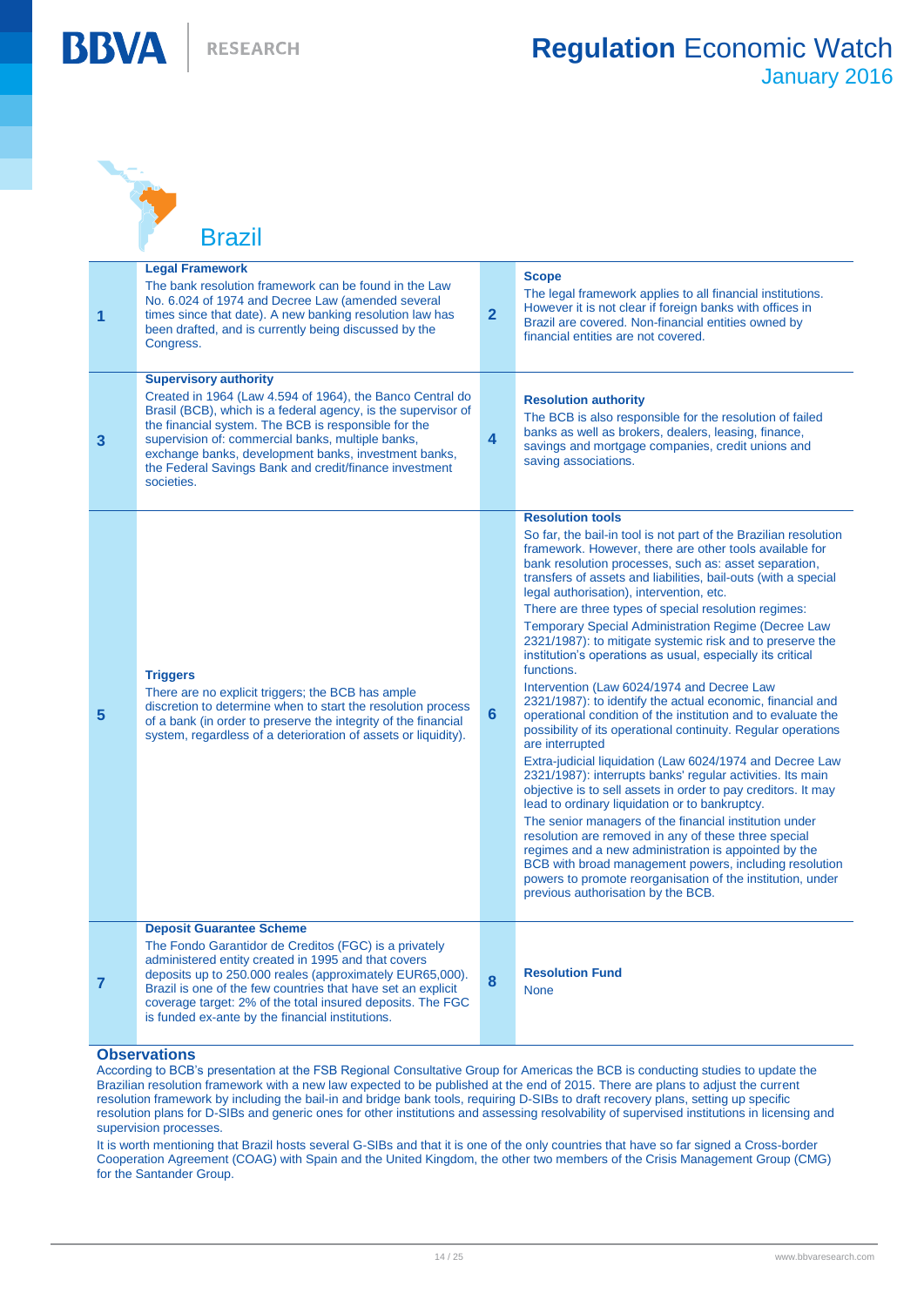## Brazil

| | | | |
|---|---|---|---|
| 1 | **Legal Framework**<br>The bank resolution framework can be found in the Law No. 6.024 of 1974 and Decree Law (amended several times since that date). A new banking resolution law has been drafted, and is currently being discussed by the Congress. | 2 | **Scope**<br>The legal framework applies to all financial institutions. However it is not clear if foreign banks with offices in Brazil are covered. Non-financial entities owned by financial entities are not covered. |
| 3 | **Supervisory authority**<br>Created in 1964 (Law 4.594 of 1964), the Banco Central do Brasil (BCB), which is a federal agency, is the supervisor of the financial system. The BCB is responsible for the supervision of: commercial banks, multiple banks, exchange banks, development banks, investment banks, the Federal Savings Bank and credit/finance investment societies. | 4 | **Resolution authority**<br>The BCB is also responsible for the resolution of failed banks as well as brokers, dealers, leasing, finance, savings and mortgage companies, credit unions and saving associations. |
| 5 | **Triggers**<br>There are no explicit triggers; the BCB has ample discretion to determine when to start the resolution process of a bank (in order to preserve the integrity of the financial system, regardless of a deterioration of assets or liquidity). | 6 | **Resolution tools**<br>So far, the bail-in tool is not part of the Brazilian resolution framework. However, there are other tools available for bank resolution processes, such as: asset separation, transfers of assets and liabilities, bail-outs (with a special legal authorisation), intervention, etc.<br>There are three types of special resolution regimes:<br>Temporary Special Administration Regime (Decree Law 2321/1987): to mitigate systemic risk and to preserve the institution's operations as usual, especially its critical functions.<br>Intervention (Law 6024/1974 and Decree Law 2321/1987): to identify the actual economic, financial and operational condition of the institution and to evaluate the possibility of its operational continuity. Regular operations are interrupted<br>Extra-judicial liquidation (Law 6024/1974 and Decree Law 2321/1987): interrupts banks' regular activities. Its main objective is to sell assets in order to pay creditors. It may lead to ordinary liquidation or to bankruptcy.<br>The senior managers of the financial institution under resolution are removed in any of these three special regimes and a new administration is appointed by the BCB with broad management powers, including resolution powers to promote reorganisation of the institution, under previous authorisation by the BCB. |
| 7 | **Deposit Guarantee Scheme**<br>The Fondo Garantidor de Creditos (FGC) is a privately administered entity created in 1995 and that covers deposits up to 250.000 reales (approximately EUR65,000). Brazil is one of the few countries that have set an explicit coverage target: 2% of the total insured deposits. The FGC is funded ex-ante by the financial institutions. | 8 | **Resolution Fund**<br>None |

### Observations

According to BCB's presentation at the FSB Regional Consultative Group for Americas the BCB is conducting studies to update the Brazilian resolution framework with a new law expected to be published at the end of 2015. There are plans to adjust the current resolution framework by including the bail-in and bridge bank tools, requiring D-SIBs to draft recovery plans, setting up specific resolution plans for D-SIBs and generic ones for other institutions and assessing resolvability of supervised institutions in licensing and supervision processes.

It is worth mentioning that Brazil hosts several G-SIBs and that it is one of the only countries that have so far signed a Cross-border Cooperation Agreement (COAG) with Spain and the United Kingdom, the other two members of the Crisis Management Group (CMG) for the Santander Group.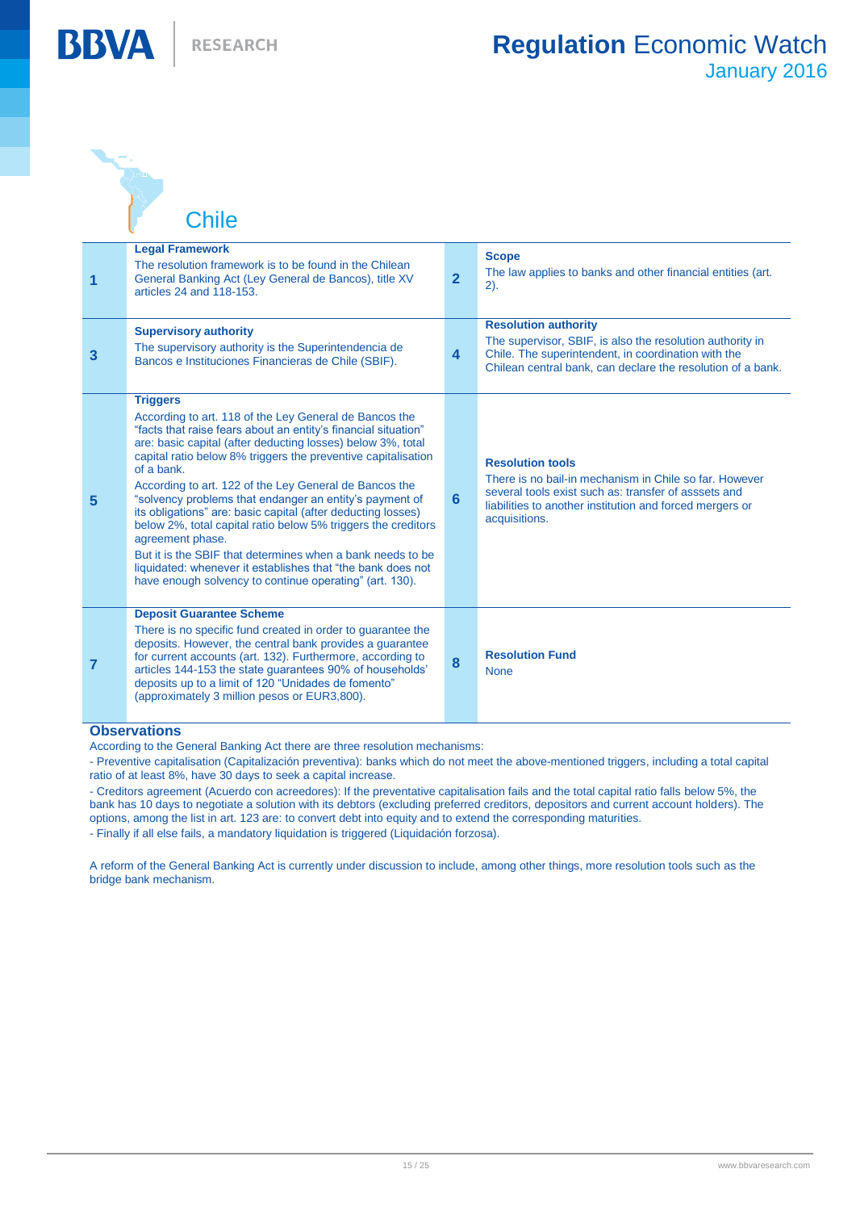## Chile

| | | | |
|---|---|---|---|
| **1** | **Legal Framework**<br>The resolution framework is to be found in the Chilean General Banking Act (Ley General de Bancos), title XV articles 24 and 118-153. | **2** | **Scope**<br>The law applies to banks and other financial entities (art. 2). |
| **3** | **Supervisory authority**<br>The supervisory authority is the Superintendencia de Bancos e Instituciones Financieras de Chile (SBIF). | **4** | **Resolution authority**<br>The supervisor, SBIF, is also the resolution authority in Chile. The superintendent, in coordination with the Chilean central bank, can declare the resolution of a bank. |
| **5** | **Triggers**<br>According to art. 118 of the Ley General de Bancos the "facts that raise fears about an entity's financial situation" are: basic capital (after deducting losses) below 3%, total capital ratio below 8% triggers the preventive capitalisation of a bank.<br>According to art. 122 of the Ley General de Bancos the "solvency problems that endanger an entity's payment of its obligations" are: basic capital (after deducting losses) below 2%, total capital ratio below 5% triggers the creditors agreement phase.<br>But it is the SBIF that determines when a bank needs to be liquidated: whenever it establishes that "the bank does not have enough solvency to continue operating" (art. 130). | **6** | **Resolution tools**<br>There is no bail-in mechanism in Chile so far. However several tools exist such as: transfer of asssets and liabilities to another institution and forced mergers or acquisitions. |
| **7** | **Deposit Guarantee Scheme**<br>There is no specific fund created in order to guarantee the deposits. However, the central bank provides a guarantee for current accounts (art. 132). Furthermore, according to articles 144-153 the state guarantees 90% of households' deposits up to a limit of 120 "Unidades de fomento" (approximately 3 million pesos or EUR3,800). | **8** | **Resolution Fund**<br>None |

### Observations

According to the General Banking Act there are three resolution mechanisms:

- Preventive capitalisation (Capitalización preventiva): banks which do not meet the above-mentioned triggers, including a total capital ratio of at least 8%, have 30 days to seek a capital increase.
- Creditors agreement (Acuerdo con acreedores): If the preventative capitalisation fails and the total capital ratio falls below 5%, the bank has 10 days to negotiate a solution with its debtors (excluding preferred creditors, depositors and current account holders). The options, among the list in art. 123 are: to convert debt into equity and to extend the corresponding maturities.
- Finally if all else fails, a mandatory liquidation is triggered (Liquidación forzosa).

A reform of the General Banking Act is currently under discussion to include, among other things, more resolution tools such as the bridge bank mechanism.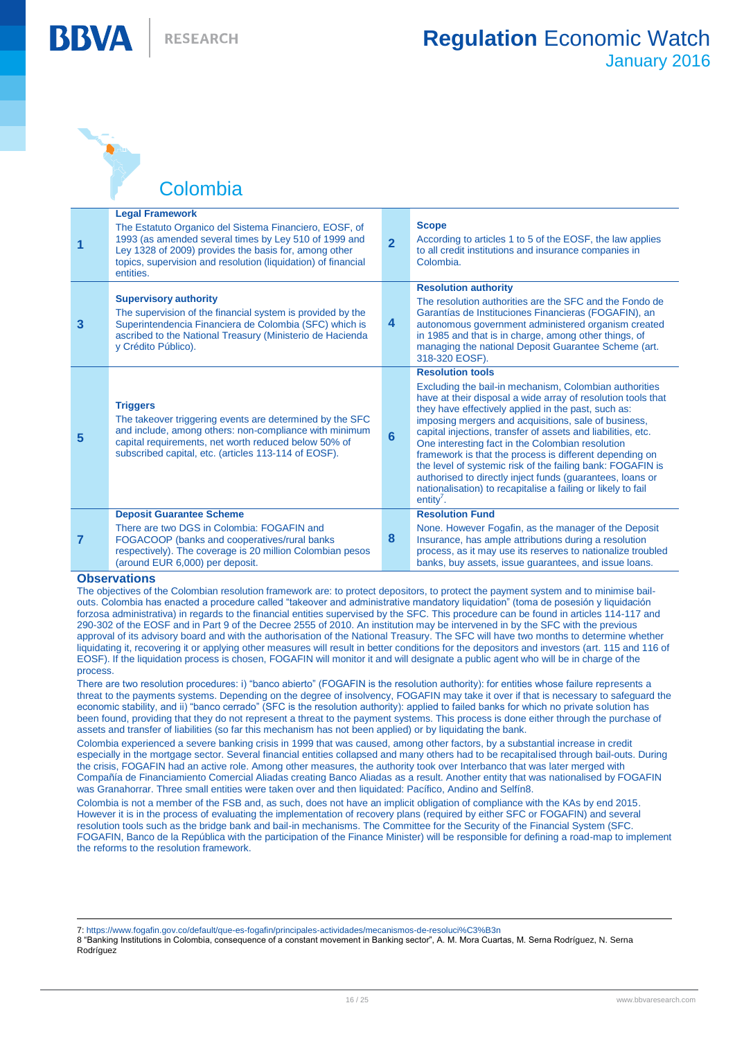## Colombia

| | | | |
|---|---|---|---|
| **1** | **Legal Framework** The Estatuto Organico del Sistema Financiero, EOSF, of 1993 (as amended several times by Ley 510 of 1999 and Ley 1328 of 2009) provides the basis for, among other topics, supervision and resolution (liquidation) of financial entities. | **2** | **Scope** According to articles 1 to 5 of the EOSF, the law applies to all credit institutions and insurance companies in Colombia. |
| **3** | **Supervisory authority** The supervision of the financial system is provided by the Superintendencia Financiera de Colombia (SFC) which is ascribed to the National Treasury (Ministerio de Hacienda y Crédito Público). | **4** | **Resolution authority** The resolution authorities are the SFC and the Fondo de Garantías de Instituciones Financieras (FOGAFIN), an autonomous government administered organism created in 1985 and that is in charge, among other things, of managing the national Deposit Guarantee Scheme (art. 318-320 EOSF). |
| **5** | **Triggers** The takeover triggering events are determined by the SFC and include, among others: non-compliance with minimum capital requirements, net worth reduced below 50% of subscribed capital, etc. (articles 113-114 of EOSF). | **6** | **Resolution tools** Excluding the bail-in mechanism, Colombian authorities have at their disposal a wide array of resolution tools that they have effectively applied in the past, such as: imposing mergers and acquisitions, sale of business, capital injections, transfer of assets and liabilities, etc. One interesting fact in the Colombian resolution framework is that the process is different depending on the level of systemic risk of the failing bank: FOGAFIN is authorised to directly inject funds (guarantees, loans or nationalisation) to recapitalise a failing or likely to fail entity[7]. |
| **7** | **Deposit Guarantee Scheme** There are two DGS in Colombia: FOGAFIN and FOGACOOP (banks and cooperatives/rural banks respectively). The coverage is 20 million Colombian pesos (around EUR 6,000) per deposit. | **8** | **Resolution Fund** None. However Fogafin, as the manager of the Deposit Insurance, has ample attributions during a resolution process, as it may use its reserves to nationalize troubled banks, buy assets, issue guarantees, and issue loans. |

### Observations

The objectives of the Colombian resolution framework are: to protect depositors, to protect the payment system and to minimise bail-outs. Colombia has enacted a procedure called "takeover and administrative mandatory liquidation" (toma de posesión y liquidación forzosa administrativa) in regards to the financial entities supervised by the SFC. This procedure can be found in articles 114-117 and 290-302 of the EOSF and in Part 9 of the Decree 2555 of 2010. An institution may be intervened in by the SFC with the previous approval of its advisory board and with the authorisation of the National Treasury. The SFC will have two months to determine whether liquidating it, recovering it or applying other measures will result in better conditions for the depositors and investors (art. 115 and 116 of EOSF). If the liquidation process is chosen, FOGAFIN will monitor it and will designate a public agent who will be in charge of the process.

There are two resolution procedures: i) "banco abierto" (FOGAFIN is the resolution authority): for entities whose failure represents a threat to the payments systems. Depending on the degree of insolvency, FOGAFIN may take it over if that is necessary to safeguard the economic stability, and ii) "banco cerrado" (SFC is the resolution authority): applied to failed banks for which no private solution has been found, providing that they do not represent a threat to the payment systems. This process is done either through the purchase of assets and transfer of liabilities (so far this mechanism has not been applied) or by liquidating the bank.

Colombia experienced a severe banking crisis in 1999 that was caused, among other factors, by a substantial increase in credit especially in the mortgage sector. Several financial entities collapsed and many others had to be recapitalised through bail-outs. During the crisis, FOGAFIN had an active role. Among other measures, the authority took over Interbanco that was later merged with Compañía de Financiamiento Comercial Aliadas creating Banco Aliadas as a result. Another entity that was nationalised by FOGAFIN was Granahorrar. Three small entities were taken over and then liquidated: Pacífico, Andino and Selfín8.

Colombia is not a member of the FSB and, as such, does not have an implicit obligation of compliance with the KAs by end 2015. However it is in the process of evaluating the implementation of recovery plans (required by either SFC or FOGAFIN) and several resolution tools such as the bridge bank and bail-in mechanisms. The Committee for the Security of the Financial System (SFC. FOGAFIN, Banco de la República with the participation of the Finance Minister) will be responsible for defining a road-map to implement the reforms to the resolution framework.

---

7: https://www.fogafin.gov.co/default/que-es-fogafin/principales-actividades/mecanismos-de-resoluci%C3%B3n

8 "Banking Institutions in Colombia, consequence of a constant movement in Banking sector", A. M. Mora Cuartas, M. Serna Rodríguez, N. Serna Rodríguez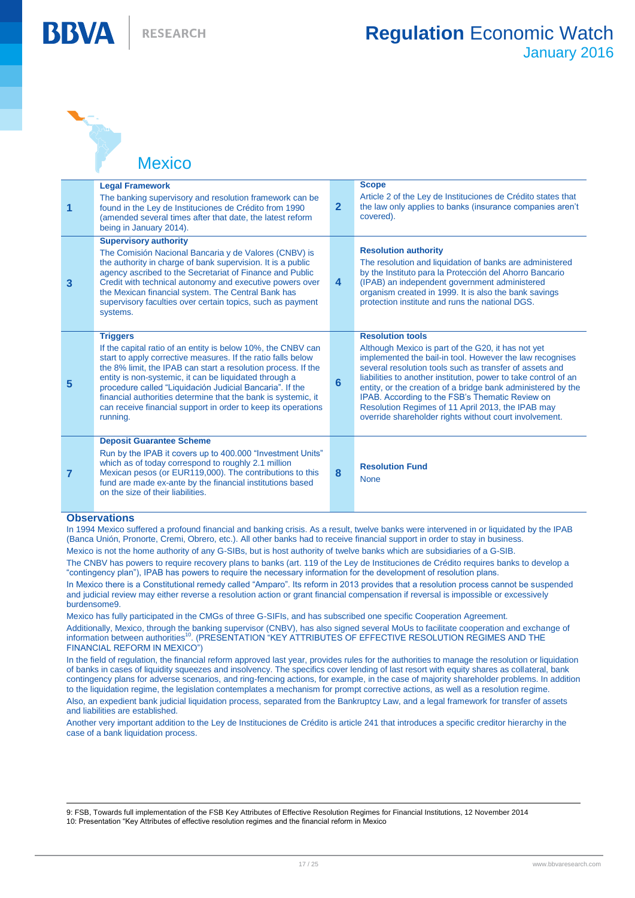## Mexico

| | | | |
|---|---|---|---|
| **1** | **Legal Framework**<br>The banking supervisory and resolution framework can be found in the Ley de Instituciones de Crédito from 1990 (amended several times after that date, the latest reform being in January 2014). | **2** | **Scope**<br>Article 2 of the Ley de Instituciones de Crédito states that the law only applies to banks (insurance companies aren't covered). |
| **3** | **Supervisory authority**<br>The Comisión Nacional Bancaria y de Valores (CNBV) is the authority in charge of bank supervision. It is a public agency ascribed to the Secretariat of Finance and Public Credit with technical autonomy and executive powers over the Mexican financial system. The Central Bank has supervisory faculties over certain topics, such as payment systems. | **4** | **Resolution authority**<br>The resolution and liquidation of banks are administered by the Instituto para la Protección del Ahorro Bancario (IPAB) an independent government administered organism created in 1999. It is also the bank savings protection institute and runs the national DGS. |
| **5** | **Triggers**<br>If the capital ratio of an entity is below 10%, the CNBV can start to apply corrective measures. If the ratio falls below the 8% limit, the IPAB can start a resolution process. If the entity is non-systemic, it can be liquidated through a procedure called "Liquidación Judicial Bancaria". If the financial authorities determine that the bank is systemic, it can receive financial support in order to keep its operations running. | **6** | **Resolution tools**<br>Although Mexico is part of the G20, it has not yet implemented the bail-in tool. However the law recognises several resolution tools such as transfer of assets and liabilities to another institution, power to take control of an entity, or the creation of a bridge bank administered by the IPAB. According to the FSB's Thematic Review on Resolution Regimes of 11 April 2013, the IPAB may override shareholder rights without court involvement. |
| **7** | **Deposit Guarantee Scheme**<br>Run by the IPAB it covers up to 400.000 "Investment Units" which as of today correspond to roughly 2.1 million Mexican pesos (or EUR119,000). The contributions to this fund are made ex-ante by the financial institutions based on the size of their liabilities. | **8** | **Resolution Fund**<br>None |

### Observations

In 1994 Mexico suffered a profound financial and banking crisis. As a result, twelve banks were intervened in or liquidated by the IPAB (Banca Unión, Pronorte, Cremi, Obrero, etc.). All other banks had to receive financial support in order to stay in business.

Mexico is not the home authority of any G-SIBs, but is host authority of twelve banks which are subsidiaries of a G-SIB.

The CNBV has powers to require recovery plans to banks (art. 119 of the Ley de Instituciones de Crédito requires banks to develop a "contingency plan"), IPAB has powers to require the necessary information for the development of resolution plans.

In Mexico there is a Constitutional remedy called "Amparo". Its reform in 2013 provides that a resolution process cannot be suspended and judicial review may either reverse a resolution action or grant financial compensation if reversal is impossible or excessively burdensome9.

Mexico has fully participated in the CMGs of three G-SIFIs, and has subscribed one specific Cooperation Agreement.

Additionally, Mexico, through the banking supervisor (CNBV), has also signed several MoUs to facilitate cooperation and exchange of information between authorities[10]. (PRESENTATION "KEY ATTRIBUTES OF EFFECTIVE RESOLUTION REGIMES AND THE FINANCIAL REFORM IN MEXICO")

In the field of regulation, the financial reform approved last year, provides rules for the authorities to manage the resolution or liquidation of banks in cases of liquidity squeezes and insolvency. The specifics cover lending of last resort with equity shares as collateral, bank contingency plans for adverse scenarios, and ring-fencing actions, for example, in the case of majority shareholder problems. In addition to the liquidation regime, the legislation contemplates a mechanism for prompt corrective actions, as well as a resolution regime.

Also, an expedient bank judicial liquidation process, separated from the Bankruptcy Law, and a legal framework for transfer of assets and liabilities are established.

Another very important addition to the Ley de Instituciones de Crédito is article 241 that introduces a specific creditor hierarchy in the case of a bank liquidation process.

---

9: FSB, Towards full implementation of the FSB Key Attributes of Effective Resolution Regimes for Financial Institutions, 12 November 2014

10: Presentation "Key Attributes of effective resolution regimes and the financial reform in Mexico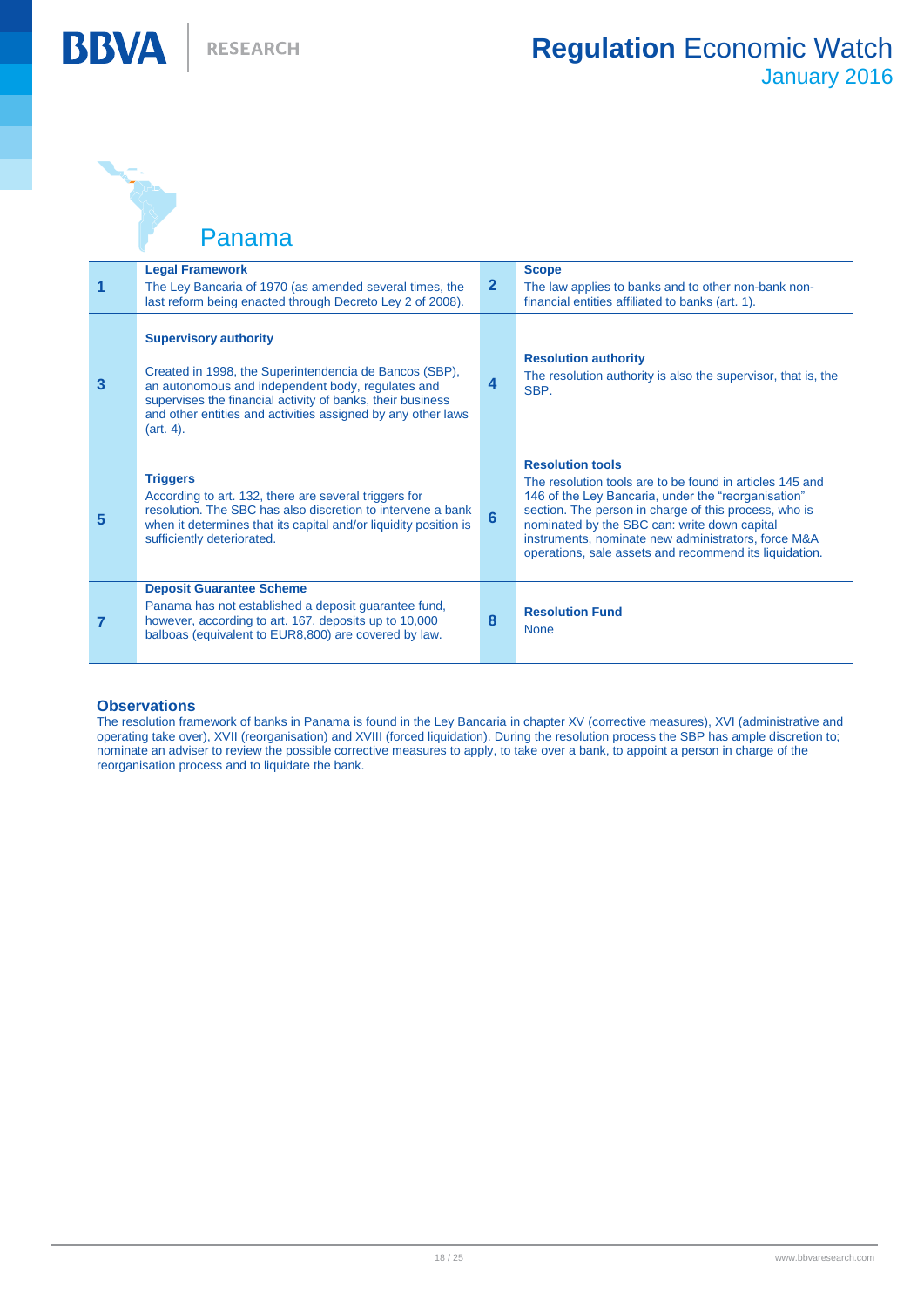## Panama

| | | | |
|---|---|---|---|
| 1 | **Legal Framework**<br>The Ley Bancaria of 1970 (as amended several times, the last reform being enacted through Decreto Ley 2 of 2008). | 2 | **Scope**<br>The law applies to banks and to other non-bank non-financial entities affiliated to banks (art. 1). |
| 3 | **Supervisory authority**<br>Created in 1998, the Superintendencia de Bancos (SBP), an autonomous and independent body, regulates and supervises the financial activity of banks, their business and other entities and activities assigned by any other laws (art. 4). | 4 | **Resolution authority**<br>The resolution authority is also the supervisor, that is, the SBP. |
| 5 | **Triggers**<br>According to art. 132, there are several triggers for resolution. The SBC has also discretion to intervene a bank when it determines that its capital and/or liquidity position is sufficiently deteriorated. | 6 | **Resolution tools**<br>The resolution tools are to be found in articles 145 and 146 of the Ley Bancaria, under the "reorganisation" section. The person in charge of this process, who is nominated by the SBC can: write down capital instruments, nominate new administrators, force M&A operations, sale assets and recommend its liquidation. |
| 7 | **Deposit Guarantee Scheme**<br>Panama has not established a deposit guarantee fund, however, according to art. 167, deposits up to 10,000 balboas (equivalent to EUR8,800) are covered by law. | 8 | **Resolution Fund**<br>None |

### Observations

The resolution framework of banks in Panama is found in the Ley Bancaria in chapter XV (corrective measures), XVI (administrative and operating take over), XVII (reorganisation) and XVIII (forced liquidation). During the resolution process the SBP has ample discretion to; nominate an adviser to review the possible corrective measures to apply, to take over a bank, to appoint a person in charge of the reorganisation process and to liquidate the bank.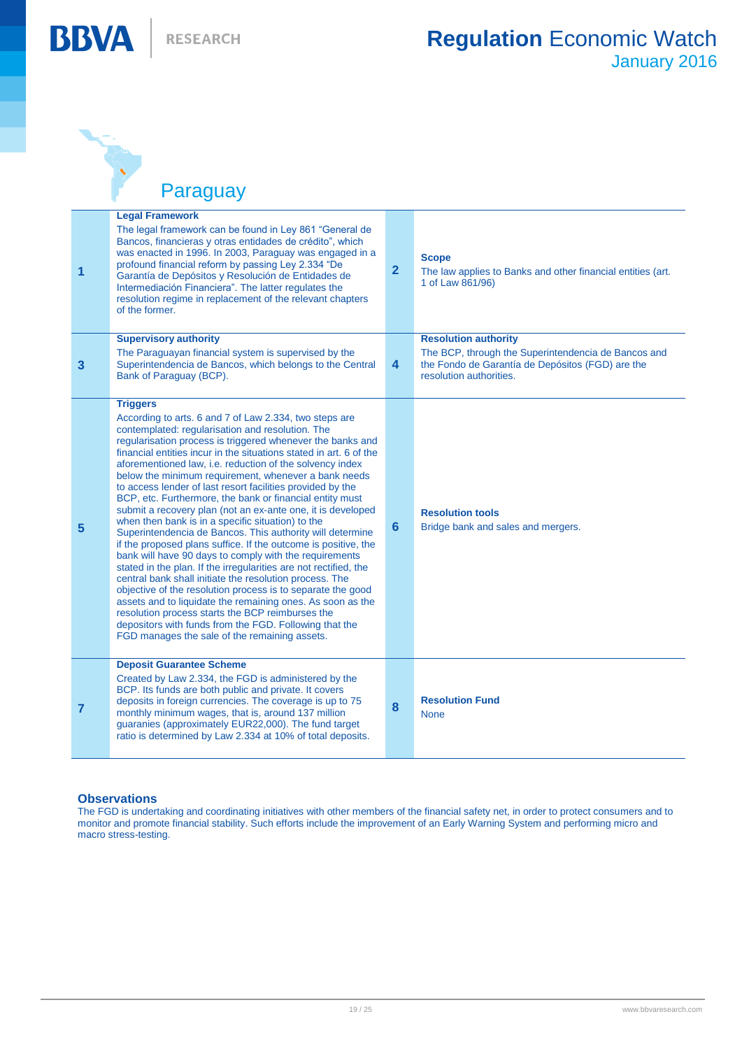## Paraguay

| | | | |
|---|---|---|---|
| 1 | **Legal Framework**<br>The legal framework can be found in Ley 861 "General de Bancos, financieras y otras entidades de crédito", which was enacted in 1996. In 2003, Paraguay was engaged in a profound financial reform by passing Ley 2.334 "De Garantía de Depósitos y Resolución de Entidades de Intermediación Financiera". The latter regulates the resolution regime in replacement of the relevant chapters of the former. | 2 | **Scope**<br>The law applies to Banks and other financial entities (art. 1 of Law 861/96) |
| 3 | **Supervisory authority**<br>The Paraguayan financial system is supervised by the Superintendencia de Bancos, which belongs to the Central Bank of Paraguay (BCP). | 4 | **Resolution authority**<br>The BCP, through the Superintendencia de Bancos and the Fondo de Garantía de Depósitos (FGD) are the resolution authorities. |
| 5 | **Triggers**<br>According to arts. 6 and 7 of Law 2.334, two steps are contemplated: regularisation and resolution. The regularisation process is triggered whenever the banks and financial entities incur in the situations stated in art. 6 of the aforementioned law, i.e. reduction of the solvency index below the minimum requirement, whenever a bank needs to access lender of last resort facilities provided by the BCP, etc. Furthermore, the bank or financial entity must submit a recovery plan (not an ex-ante one, it is developed when then bank is in a specific situation) to the Superintendencia de Bancos. This authority will determine if the proposed plans suffice. If the outcome is positive, the bank will have 90 days to comply with the requirements stated in the plan. If the irregularities are not rectified, the central bank shall initiate the resolution process. The objective of the resolution process is to separate the good assets and to liquidate the remaining ones. As soon as the resolution process starts the BCP reimburses the depositors with funds from the FGD. Following that the FGD manages the sale of the remaining assets. | 6 | **Resolution tools**<br>Bridge bank and sales and mergers. |
| 7 | **Deposit Guarantee Scheme**<br>Created by Law 2.334, the FGD is administered by the BCP. Its funds are both public and private. It covers deposits in foreign currencies. The coverage is up to 75 monthly minimum wages, that is, around 137 million guaranies (approximately EUR22,000). The fund target ratio is determined by Law 2.334 at 10% of total deposits. | 8 | **Resolution Fund**<br>None |

### Observations

The FGD is undertaking and coordinating initiatives with other members of the financial safety net, in order to protect consumers and to monitor and promote financial stability. Such efforts include the improvement of an Early Warning System and performing micro and macro stress-testing.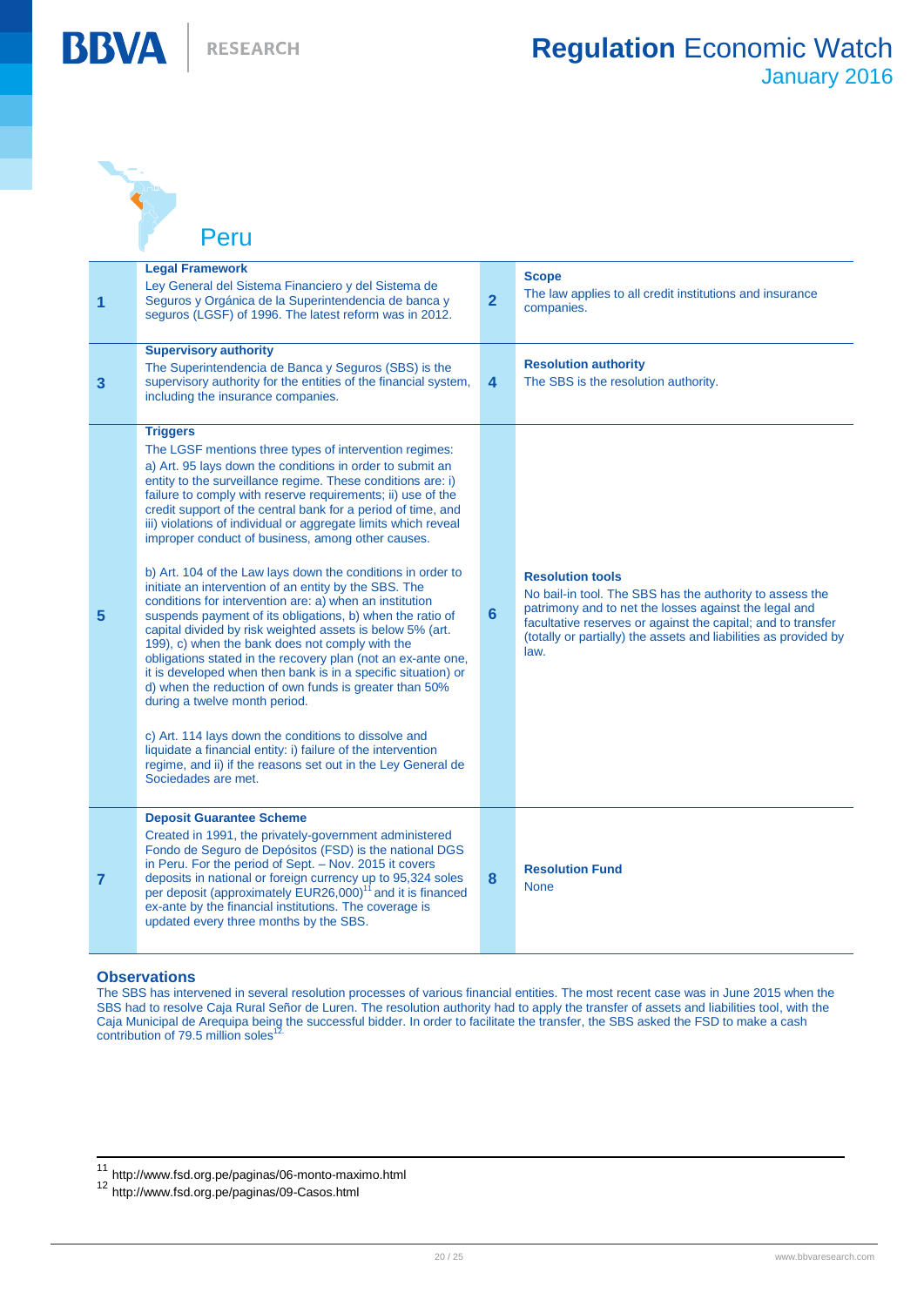## Peru

| | | | |
|---|---|---|---|
| 1 | **Legal Framework**<br>Ley General del Sistema Financiero y del Sistema de Seguros y Orgánica de la Superintendencia de banca y seguros (LGSF) of 1996. The latest reform was in 2012. | 2 | **Scope**<br>The law applies to all credit institutions and insurance companies. |
| 3 | **Supervisory authority**<br>The Superintendencia de Banca y Seguros (SBS) is the supervisory authority for the entities of the financial system, including the insurance companies. | 4 | **Resolution authority**<br>The SBS is the resolution authority. |
| 5 | **Triggers**<br>The LGSF mentions three types of intervention regimes:<br>a) Art. 95 lays down the conditions in order to submit an entity to the surveillance regime. These conditions are: i) failure to comply with reserve requirements; ii) use of the credit support of the central bank for a period of time, and iii) violations of individual or aggregate limits which reveal improper conduct of business, among other causes.<br><br>b) Art. 104 of the Law lays down the conditions in order to initiate an intervention of an entity by the SBS. The conditions for intervention are: a) when an institution suspends payment of its obligations, b) when the ratio of capital divided by risk weighted assets is below 5% (art. 199), c) when the bank does not comply with the obligations stated in the recovery plan (not an ex-ante one, it is developed when then bank is in a specific situation) or d) when the reduction of own funds is greater than 50% during a twelve month period.<br><br>c) Art. 114 lays down the conditions to dissolve and liquidate a financial entity: i) failure of the intervention regime, and ii) if the reasons set out in the Ley General de Sociedades are met. | 6 | **Resolution tools**<br>No bail-in tool. The SBS has the authority to assess the patrimony and to net the losses against the legal and facultative reserves or against the capital; and to transfer (totally or partially) the assets and liabilities as provided by law. |
| 7 | **Deposit Guarantee Scheme**<br>Created in 1991, the privately-government administered Fondo de Seguro de Depósitos (FSD) is the national DGS in Peru. For the period of Sept. – Nov. 2015 it covers deposits in national or foreign currency up to 95,324 soles per deposit (approximately EUR26,000)[11] and it is financed ex-ante by the financial institutions. The coverage is updated every three months by the SBS. | 8 | **Resolution Fund**<br>None |

### Observations

The SBS has intervened in several resolution processes of various financial entities. The most recent case was in June 2015 when the SBS had to resolve Caja Rural Señor de Luren. The resolution authority had to apply the transfer of assets and liabilities tool, with the Caja Municipal de Arequipa being the successful bidder. In order to facilitate the transfer, the SBS asked the FSD to make a cash contribution of 79.5 million soles[12].

---

[11] http://www.fsd.org.pe/paginas/06-monto-maximo.html

[12] http://www.fsd.org.pe/paginas/09-Casos.html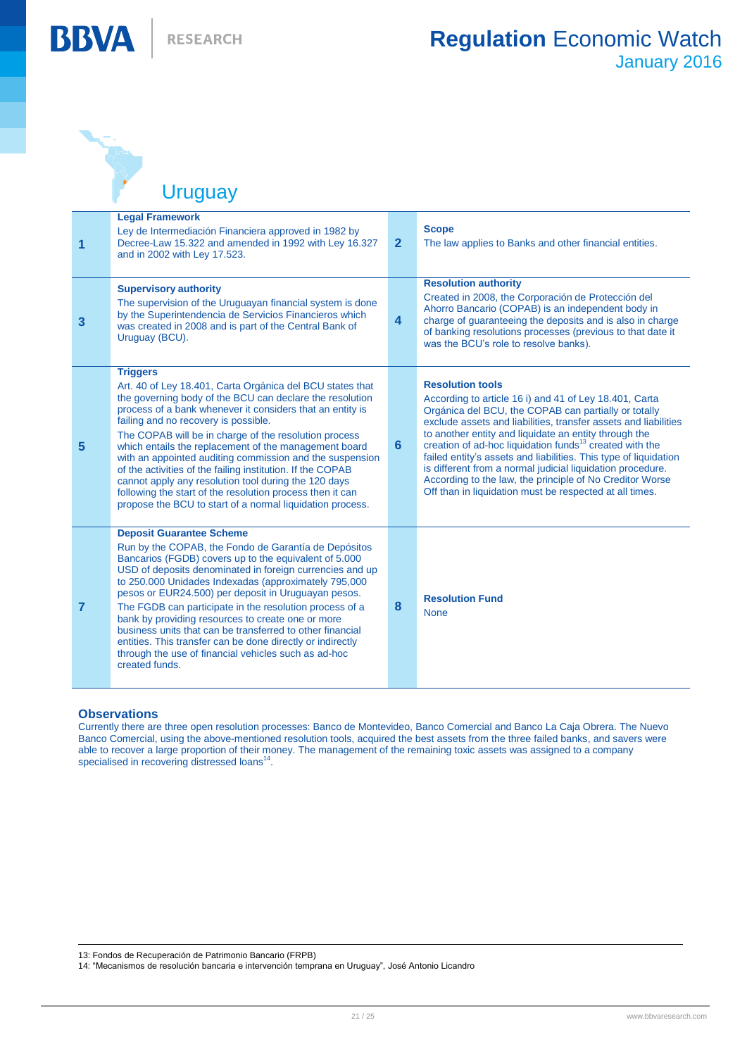# Uruguay

| | | | |
|---|---|---|---|
| **1** | **Legal Framework**<br>Ley de Intermediación Financiera approved in 1982 by Decree-Law 15.322 and amended in 1992 with Ley 16.327 and in 2002 with Ley 17.523. | **2** | **Scope**<br>The law applies to Banks and other financial entities. |
| **3** | **Supervisory authority**<br>The supervision of the Uruguayan financial system is done by the Superintendencia de Servicios Financieros which was created in 2008 and is part of the Central Bank of Uruguay (BCU). | **4** | **Resolution authority**<br>Created in 2008, the Corporación de Protección del Ahorro Bancario (COPAB) is an independent body in charge of guaranteeing the deposits and is also in charge of banking resolutions processes (previous to that date it was the BCU's role to resolve banks). |
| **5** | **Triggers**<br>Art. 40 of Ley 18.401, Carta Orgánica del BCU states that the governing body of the BCU can declare the resolution process of a bank whenever it considers that an entity is failing and no recovery is possible.<br>The COPAB will be in charge of the resolution process which entails the replacement of the management board with an appointed auditing commission and the suspension of the activities of the failing institution. If the COPAB cannot apply any resolution tool during the 120 days following the start of the resolution process then it can propose the BCU to start of a normal liquidation process. | **6** | **Resolution tools**<br>According to article 16 i) and 41 of Ley 18.401, Carta Orgánica del BCU, the COPAB can partially or totally exclude assets and liabilities, transfer assets and liabilities to another entity and liquidate an entity through the creation of ad-hoc liquidation funds[13] created with the failed entity's assets and liabilities. This type of liquidation is different from a normal judicial liquidation procedure. According to the law, the principle of No Creditor Worse Off than in liquidation must be respected at all times. |
| **7** | **Deposit Guarantee Scheme**<br>Run by the COPAB, the Fondo de Garantía de Depósitos Bancarios (FGDB) covers up to the equivalent of 5.000 USD of deposits denominated in foreign currencies and up to 250.000 Unidades Indexadas (approximately 795,000 pesos or EUR24.500) per deposit in Uruguayan pesos.<br>The FGDB can participate in the resolution process of a bank by providing resources to create one or more business units that can be transferred to other financial entities. This transfer can be done directly or indirectly through the use of financial vehicles such as ad-hoc created funds. | **8** | **Resolution Fund**<br>None |

## Observations

Currently there are three open resolution processes: Banco de Montevideo, Banco Comercial and Banco La Caja Obrera. The Nuevo Banco Comercial, using the above-mentioned resolution tools, acquired the best assets from the three failed banks, and savers were able to recover a large proportion of their money. The management of the remaining toxic assets was assigned to a company specialised in recovering distressed loans[14].

13: Fondos de Recuperación de Patrimonio Bancario (FRPB)

14: "Mecanismos de resolución bancaria e intervención temprana en Uruguay", José Antonio Licandro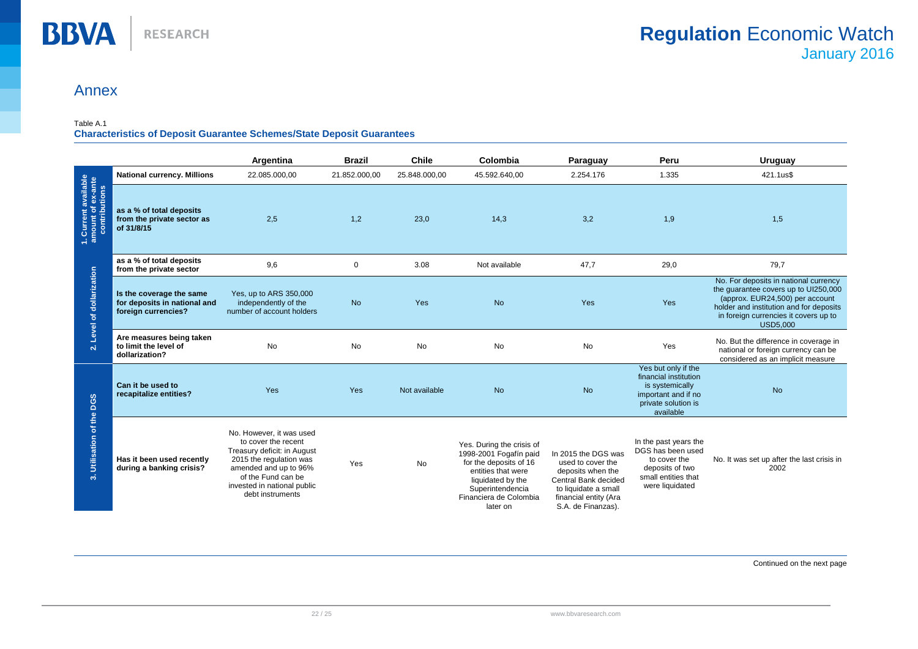## Annex

Table A.1
**Characteristics of Deposit Guarantee Schemes/State Deposit Guarantees**

| | | Argentina | Brazil | Chile | Colombia | Paraguay | Peru | Uruguay |
|---|---|---|---|---|---|---|---|---|
| 1. Current available amount of ex-ante contributions | National currency. Millions | 22.085.000,00 | 21.852.000,00 | 25.848.000,00 | 45.592.640,00 | 2.254.176 | 1.335 | 421.1us$ |
| | as a % of total deposits from the private sector as of 31/8/15 | 2,5 | 1,2 | 23,0 | 14,3 | 3,2 | 1,9 | 1,5 |
| 2. Level of dollarization | as a % of total deposits from the private sector | 9,6 | 0 | 3.08 | Not available | 47,7 | 29,0 | 79,7 |
| | Is the coverage the same for deposits in national and foreign currencies? | Yes, up to ARS 350,000 independently of the number of account holders | No | Yes | No | Yes | Yes | No. For deposits in national currency the guarantee covers up to UI250,000 (approx. EUR24,500) per account holder and institution and for deposits in foreign currencies it covers up to USD5,000 |
| | Are measures being taken to limit the level of dollarization? | No | No | No | No | No | Yes | No. But the difference in coverage in national or foreign currency can be considered as an implicit measure |
| 3. Utilisation of the DGS | Can it be used to recapitalize entities? | Yes | Yes | Not available | No | No | Yes but only if the financial institution is systemically important and if no private solution is available | No |
| | Has it been used recently during a banking crisis? | No. However, it was used to cover the recent Treasury deficit: in August 2015 the regulation was amended and up to 96% of the Fund can be invested in national public debt instruments | Yes | No | Yes. During the crisis of 1998-2001 Fogafín paid for the deposits of 16 entities that were liquidated by the Superintendencia Financiera de Colombia later on | In 2015 the DGS was used to cover the deposits when the Central Bank decided to liquidate a small financial entity (Ara S.A. de Finanzas). | In the past years the DGS has been used to cover the deposits of two small entities that were liquidated | No. It was set up after the last crisis in 2002 |

Continued on the next page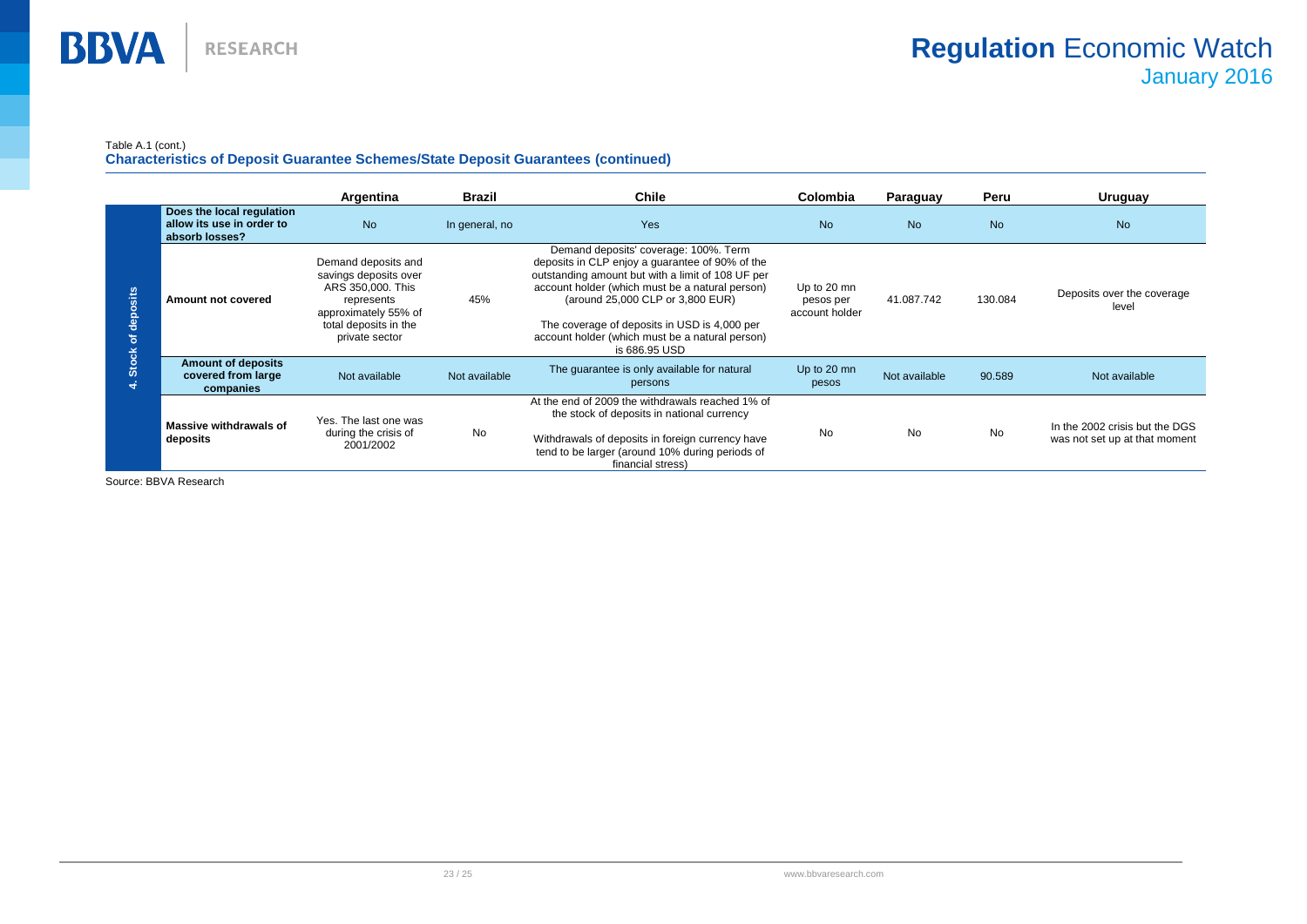Table A.1 (cont.)

**Characteristics of Deposit Guarantee Schemes/State Deposit Guarantees (continued)**

| | | Argentina | Brazil | Chile | Colombia | Paraguay | Peru | Uruguay |
|---|---|---|---|---|---|---|---|---|
| **4. Stock of deposits** | **Does the local regulation allow its use in order to absorb losses?** | No | In general, no | Yes | No | No | No | No |
| | **Amount not covered** | Demand deposits and savings deposits over ARS 350,000. This represents approximately 55% of total deposits in the private sector | 45% | Demand deposits' coverage: 100%. Term deposits in CLP enjoy a guarantee of 90% of the outstanding amount but with a limit of 108 UF per account holder (which must be a natural person) (around 25,000 CLP or 3,800 EUR)<br><br>The coverage of deposits in USD is 4,000 per account holder (which must be a natural person) is 686.95 USD | Up to 20 mn pesos per account holder | 41.087.742 | 130.084 | Deposits over the coverage level |
| | **Amount of deposits covered from large companies** | Not available | Not available | The guarantee is only available for natural persons | Up to 20 mn pesos | Not available | 90.589 | Not available |
| | **Massive withdrawals of deposits** | Yes. The last one was during the crisis of 2001/2002 | No | At the end of 2009 the withdrawals reached 1% of the stock of deposits in national currency<br><br>Withdrawals of deposits in foreign currency have tend to be larger (around 10% during periods of financial stress) | No | No | No | In the 2002 crisis but the DGS was not set up at that moment |

Source: BBVA Research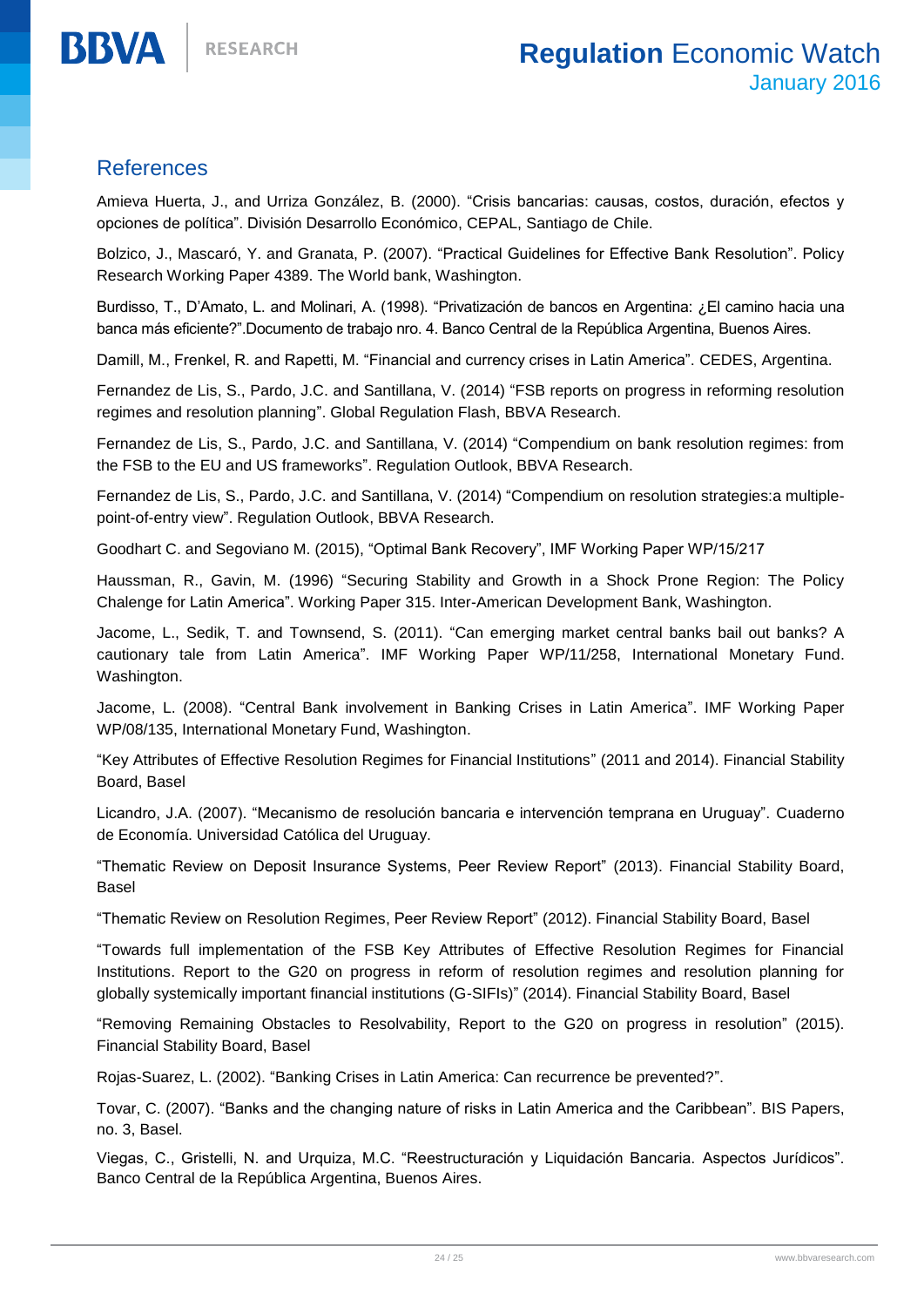## References

Amieva Huerta, J., and Urriza González, B. (2000). "Crisis bancarias: causas, costos, duración, efectos y opciones de política". División Desarrollo Económico, CEPAL, Santiago de Chile.

Bolzico, J., Mascaró, Y. and Granata, P. (2007). "Practical Guidelines for Effective Bank Resolution". Policy Research Working Paper 4389. The World bank, Washington.

Burdisso, T., D'Amato, L. and Molinari, A. (1998). "Privatización de bancos en Argentina: ¿El camino hacia una banca más eficiente?".Documento de trabajo nro. 4. Banco Central de la República Argentina, Buenos Aires.

Damill, M., Frenkel, R. and Rapetti, M. "Financial and currency crises in Latin America". CEDES, Argentina.

Fernandez de Lis, S., Pardo, J.C. and Santillana, V. (2014) "FSB reports on progress in reforming resolution regimes and resolution planning". Global Regulation Flash, BBVA Research.

Fernandez de Lis, S., Pardo, J.C. and Santillana, V. (2014) "Compendium on bank resolution regimes: from the FSB to the EU and US frameworks". Regulation Outlook, BBVA Research.

Fernandez de Lis, S., Pardo, J.C. and Santillana, V. (2014) "Compendium on resolution strategies:a multiple-point-of-entry view". Regulation Outlook, BBVA Research.

Goodhart C. and Segoviano M. (2015), "Optimal Bank Recovery", IMF Working Paper WP/15/217

Haussman, R., Gavin, M. (1996) "Securing Stability and Growth in a Shock Prone Region: The Policy Chalenge for Latin America". Working Paper 315. Inter-American Development Bank, Washington.

Jacome, L., Sedik, T. and Townsend, S. (2011). "Can emerging market central banks bail out banks? A cautionary tale from Latin America". IMF Working Paper WP/11/258, International Monetary Fund. Washington.

Jacome, L. (2008). "Central Bank involvement in Banking Crises in Latin America". IMF Working Paper WP/08/135, International Monetary Fund, Washington.

"Key Attributes of Effective Resolution Regimes for Financial Institutions" (2011 and 2014). Financial Stability Board, Basel

Licandro, J.A. (2007). "Mecanismo de resolución bancaria e intervención temprana en Uruguay". Cuaderno de Economía. Universidad Católica del Uruguay.

"Thematic Review on Deposit Insurance Systems, Peer Review Report" (2013). Financial Stability Board, Basel

"Thematic Review on Resolution Regimes, Peer Review Report" (2012). Financial Stability Board, Basel

"Towards full implementation of the FSB Key Attributes of Effective Resolution Regimes for Financial Institutions. Report to the G20 on progress in reform of resolution regimes and resolution planning for globally systemically important financial institutions (G-SIFIs)" (2014). Financial Stability Board, Basel

"Removing Remaining Obstacles to Resolvability, Report to the G20 on progress in resolution" (2015). Financial Stability Board, Basel

Rojas-Suarez, L. (2002). "Banking Crises in Latin America: Can recurrence be prevented?".

Tovar, C. (2007). "Banks and the changing nature of risks in Latin America and the Caribbean". BIS Papers, no. 3, Basel.

Viegas, C., Gristelli, N. and Urquiza, M.C. "Reestructuración y Liquidación Bancaria. Aspectos Jurídicos". Banco Central de la República Argentina, Buenos Aires.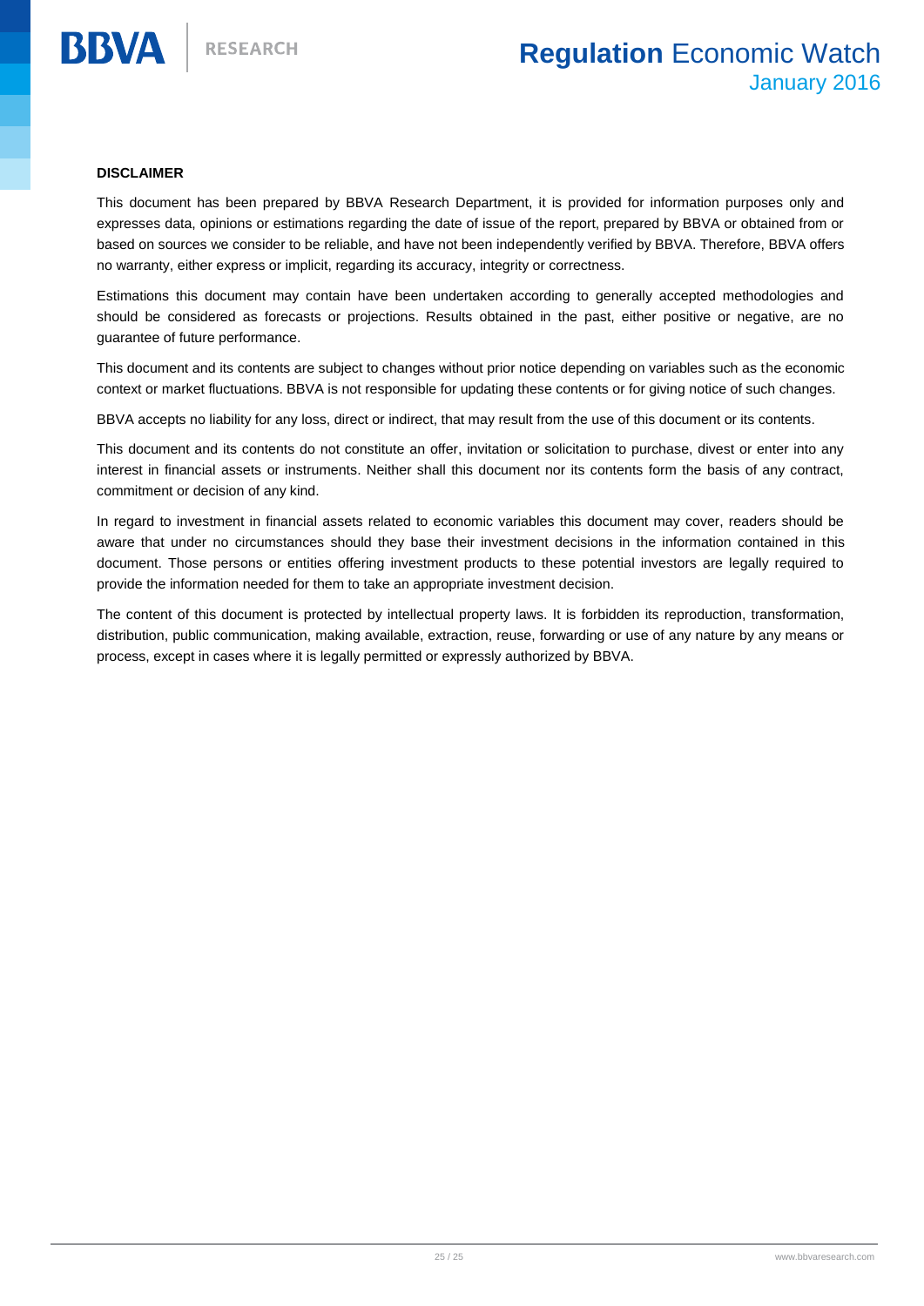**DISCLAIMER**

This document has been prepared by BBVA Research Department, it is provided for information purposes only and expresses data, opinions or estimations regarding the date of issue of the report, prepared by BBVA or obtained from or based on sources we consider to be reliable, and have not been independently verified by BBVA. Therefore, BBVA offers no warranty, either express or implicit, regarding its accuracy, integrity or correctness.

Estimations this document may contain have been undertaken according to generally accepted methodologies and should be considered as forecasts or projections. Results obtained in the past, either positive or negative, are no guarantee of future performance.

This document and its contents are subject to changes without prior notice depending on variables such as the economic context or market fluctuations. BBVA is not responsible for updating these contents or for giving notice of such changes.

BBVA accepts no liability for any loss, direct or indirect, that may result from the use of this document or its contents.

This document and its contents do not constitute an offer, invitation or solicitation to purchase, divest or enter into any interest in financial assets or instruments. Neither shall this document nor its contents form the basis of any contract, commitment or decision of any kind.

In regard to investment in financial assets related to economic variables this document may cover, readers should be aware that under no circumstances should they base their investment decisions in the information contained in this document. Those persons or entities offering investment products to these potential investors are legally required to provide the information needed for them to take an appropriate investment decision.

The content of this document is protected by intellectual property laws. It is forbidden its reproduction, transformation, distribution, public communication, making available, extraction, reuse, forwarding or use of any nature by any means or process, except in cases where it is legally permitted or expressly authorized by BBVA.